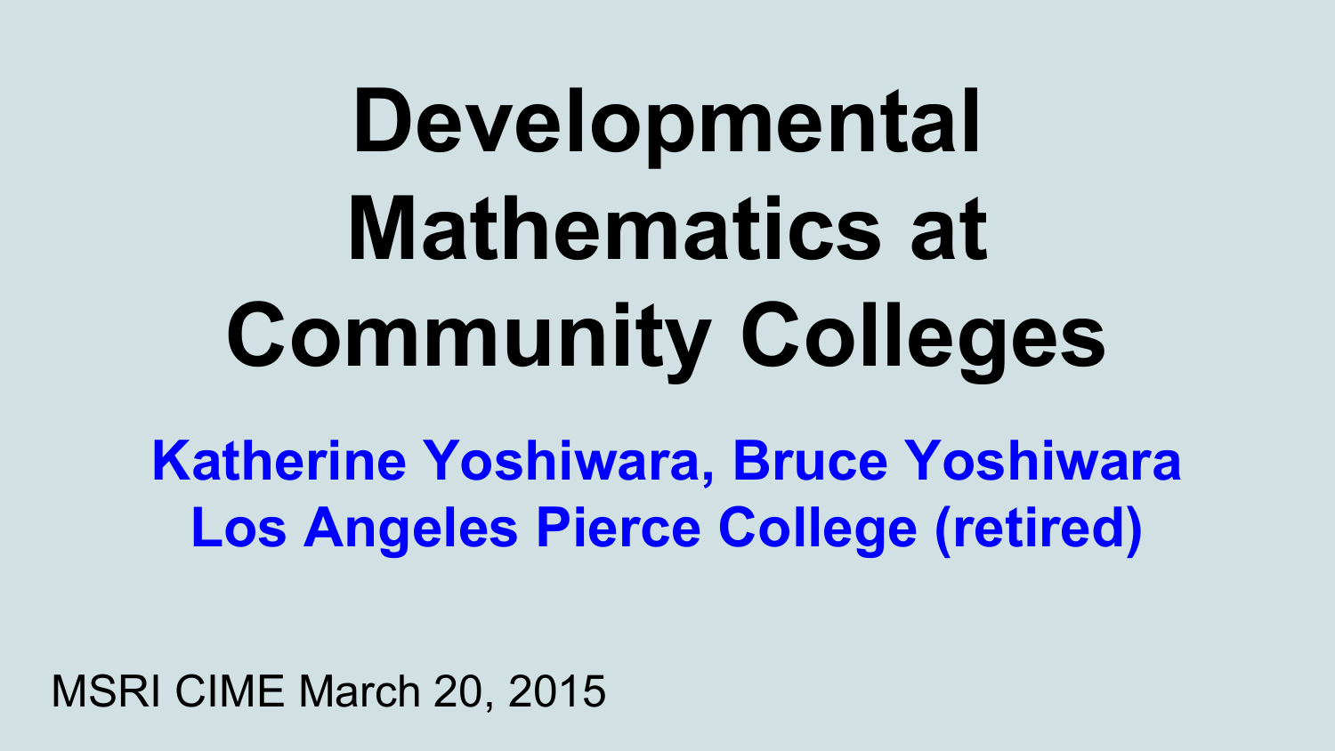# Developmental Mathematics at Community Colleges

**Katherine Yoshiwara, Bruce Yoshiwara**
**Los Angeles Pierce College (retired)**

MSRI CIME March 20, 2015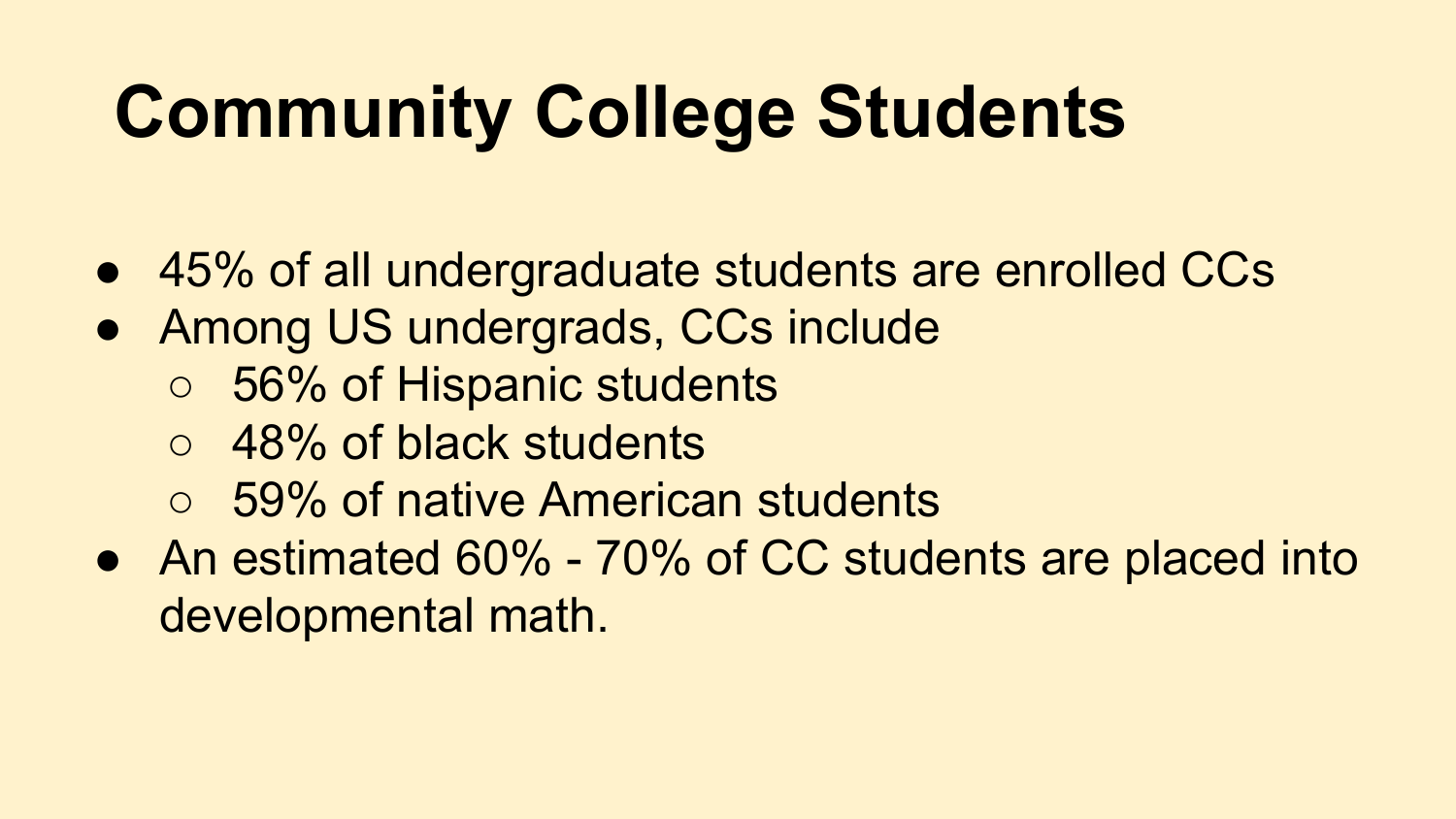# Community College Students

- 45% of all undergraduate students are enrolled CCs
- Among US undergrads, CCs include
  - 56% of Hispanic students
  - 48% of black students
  - 59% of native American students
- An estimated 60% - 70% of CC students are placed into developmental math.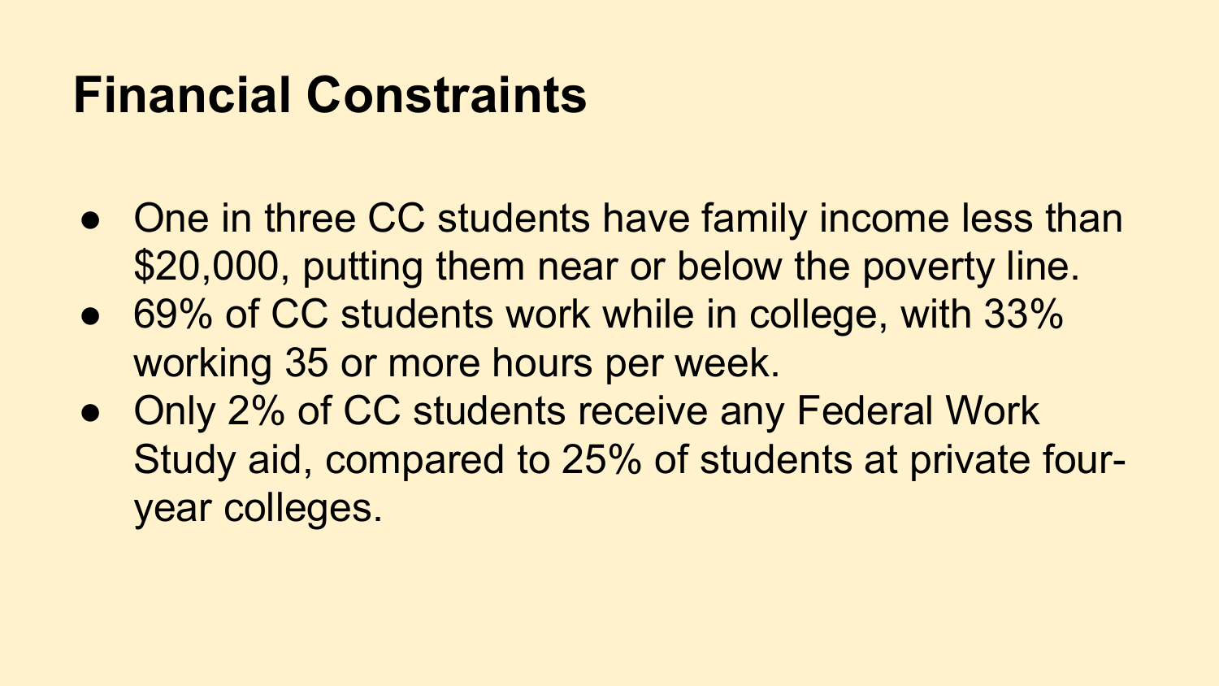# Financial Constraints

- One in three CC students have family income less than $20,000, putting them near or below the poverty line.
- 69% of CC students work while in college, with 33% working 35 or more hours per week.
- Only 2% of CC students receive any Federal Work Study aid, compared to 25% of students at private four-year colleges.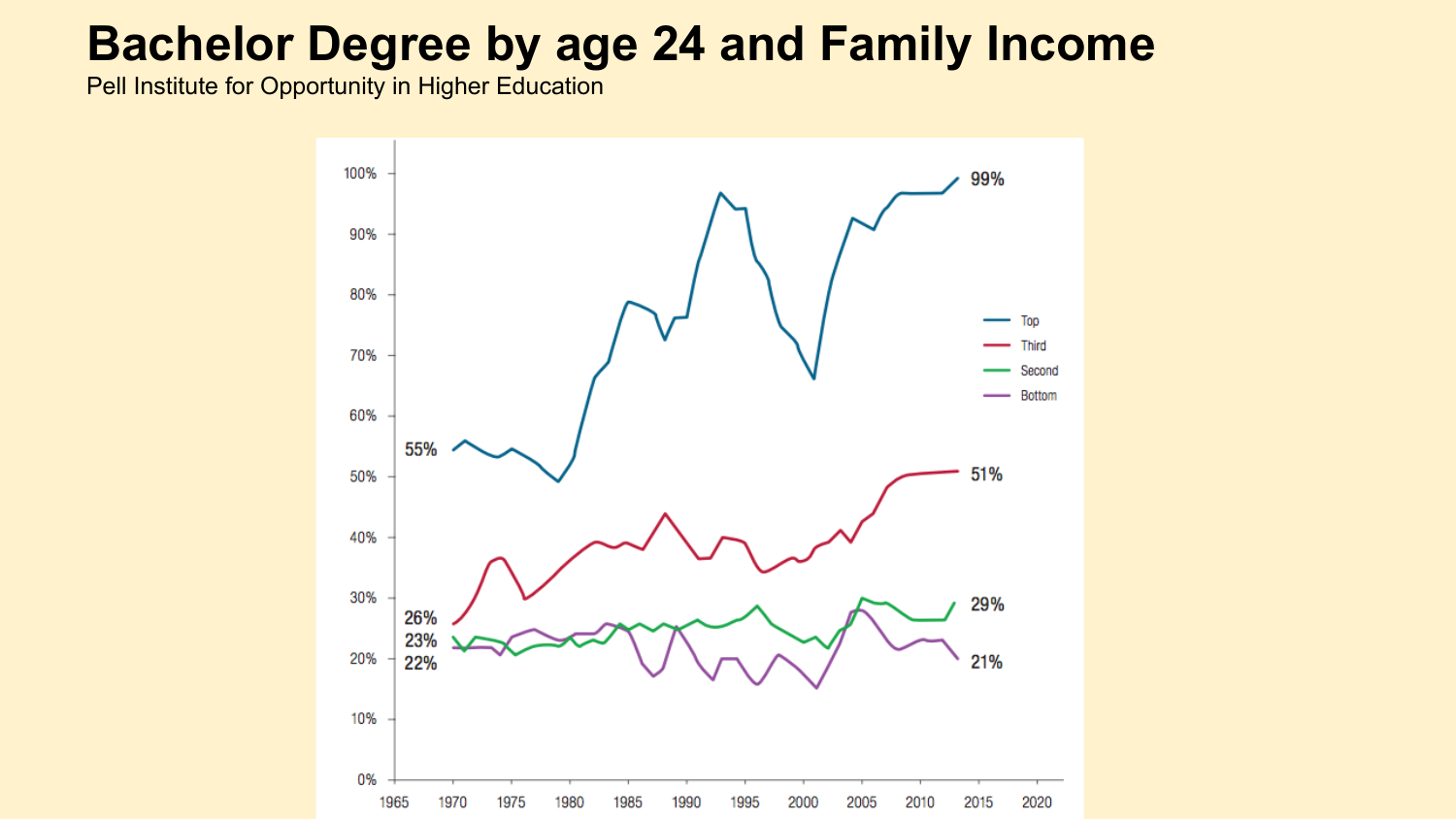# Bachelor Degree by age 24 and Family Income

Pell Institute for Opportunity in Higher Education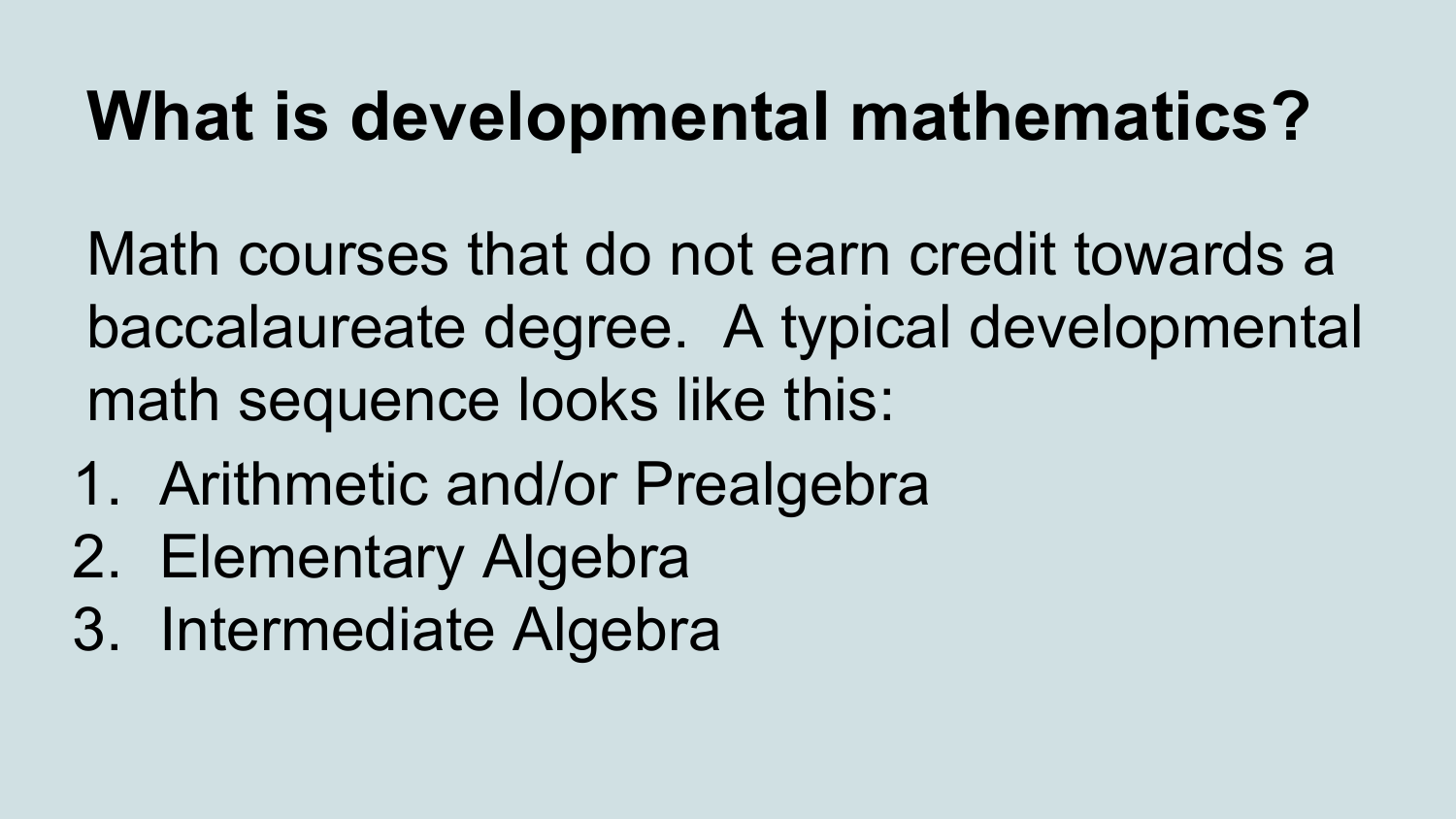# What is developmental mathematics?

Math courses that do not earn credit towards a baccalaureate degree.  A typical developmental math sequence looks like this:

1. Arithmetic and/or Prealgebra
2. Elementary Algebra
3. Intermediate Algebra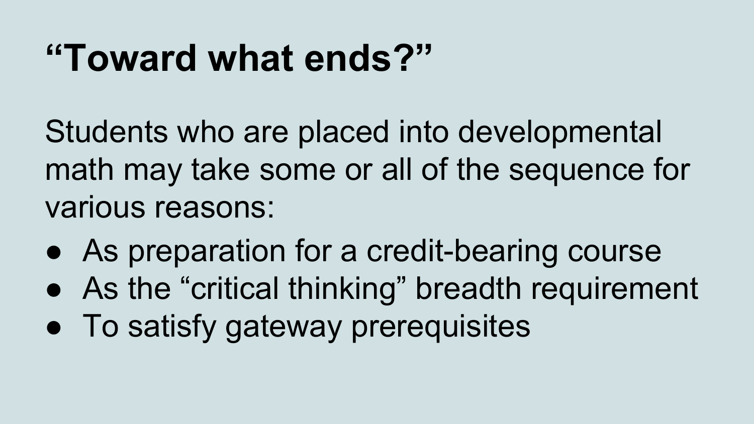# “Toward what ends?”

Students who are placed into developmental math may take some or all of the sequence for various reasons:

- As preparation for a credit-bearing course
- As the “critical thinking” breadth requirement
- To satisfy gateway prerequisites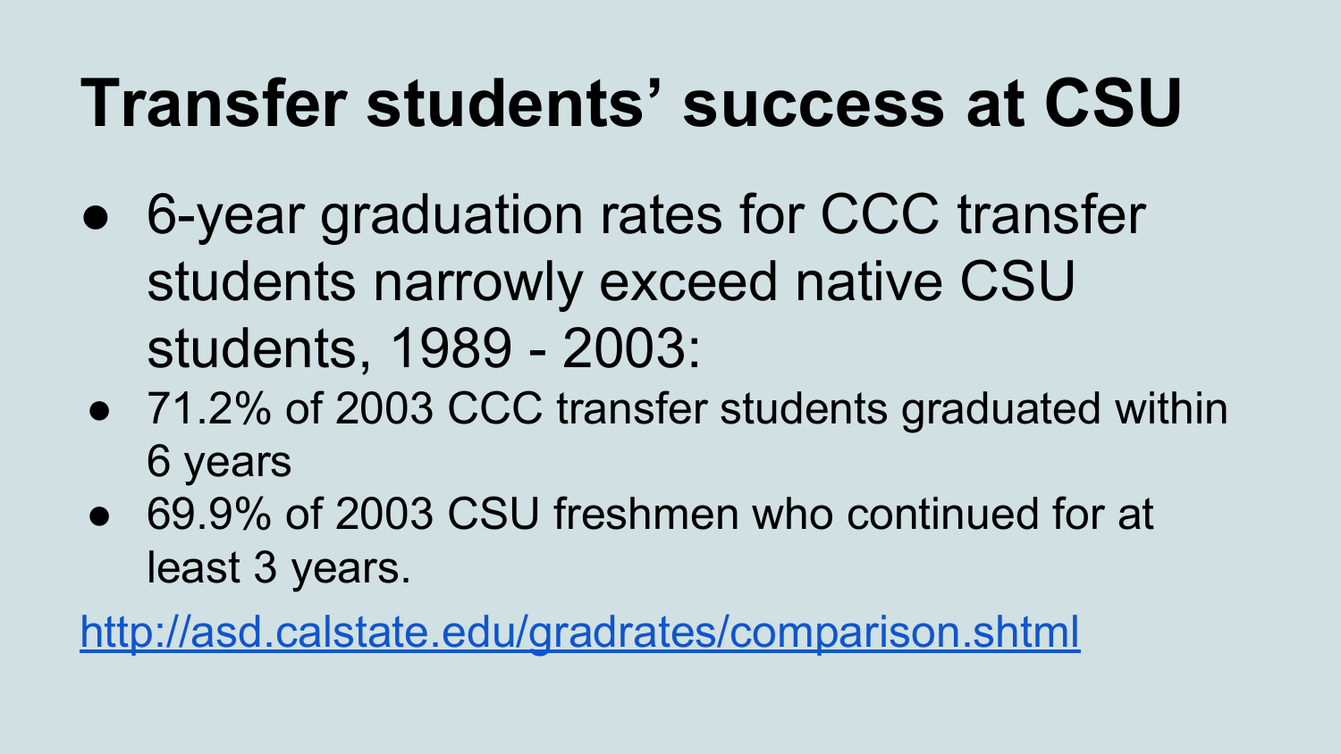# Transfer students' success at CSU

- 6-year graduation rates for CCC transfer students narrowly exceed native CSU students, 1989 - 2003:
- 71.2% of 2003 CCC transfer students graduated within 6 years
- 69.9% of 2003 CSU freshmen who continued for at least 3 years.

http://asd.calstate.edu/gradrates/comparison.shtml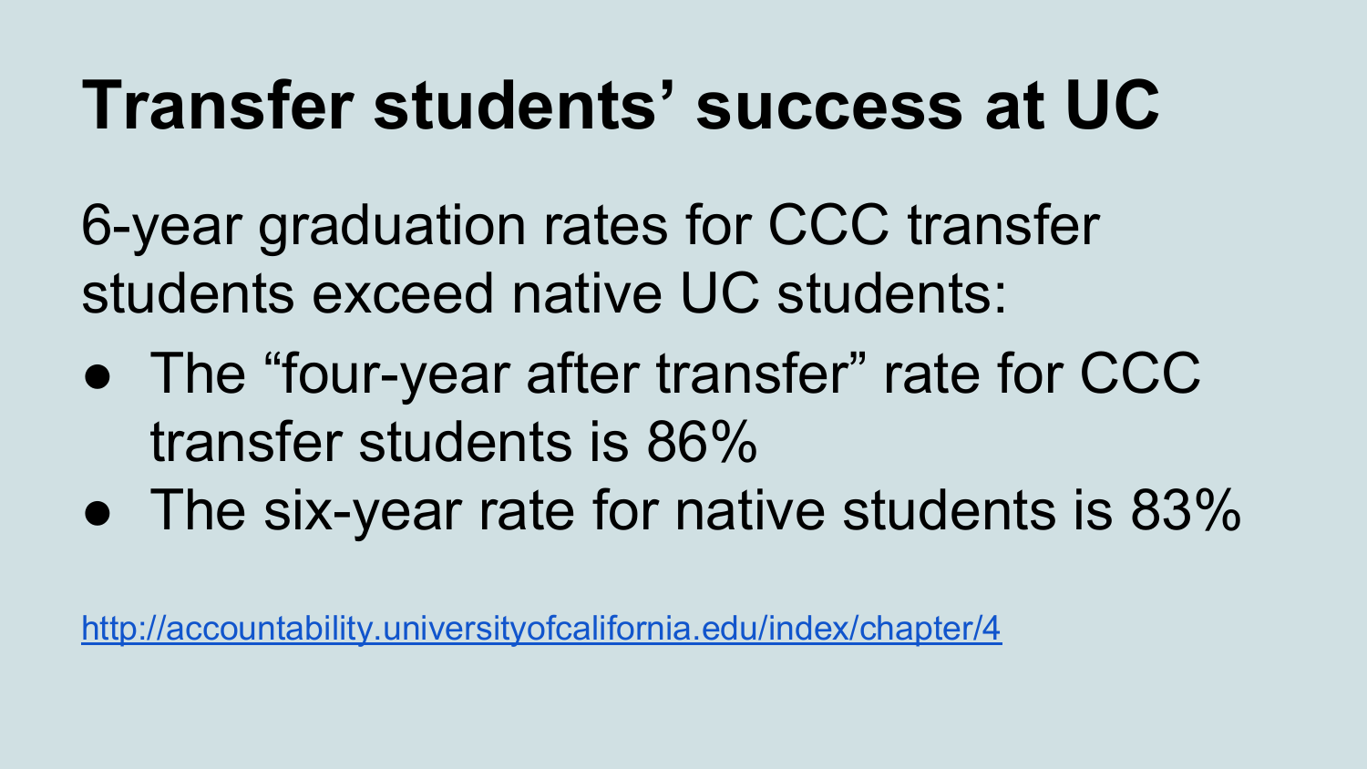# Transfer students' success at UC

6-year graduation rates for CCC transfer students exceed native UC students:

- The "four-year after transfer" rate for CCC transfer students is 86%
- The six-year rate for native students is 83%

http://accountability.universityofcalifornia.edu/index/chapter/4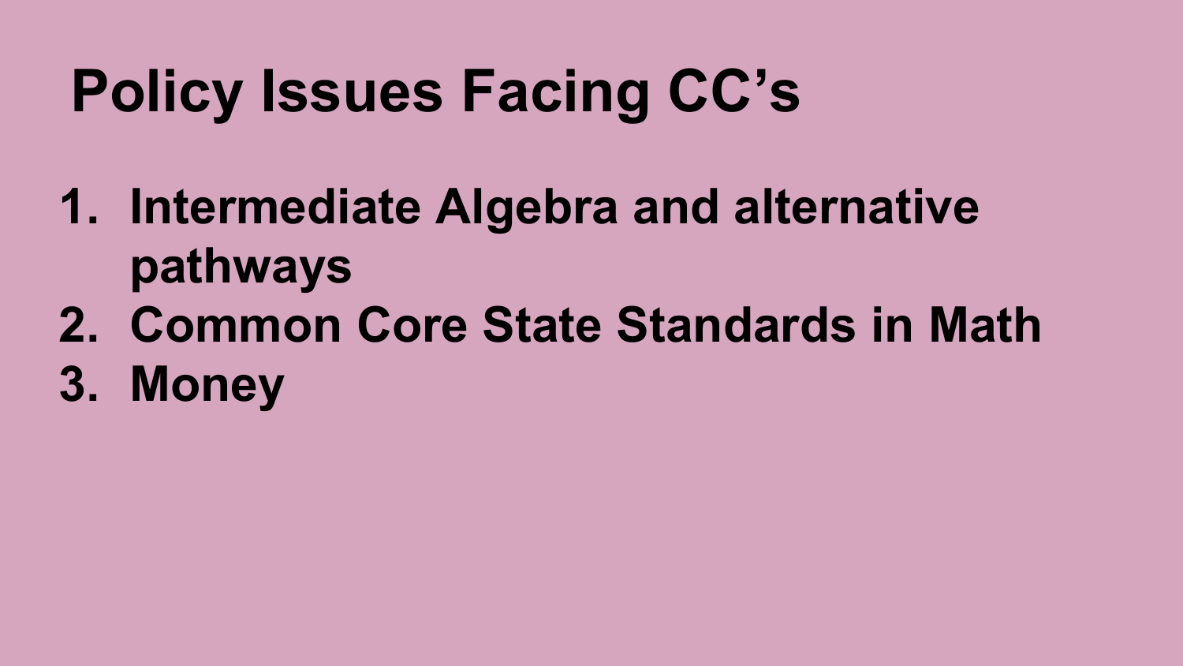# Policy Issues Facing CC's

1. Intermediate Algebra and alternative pathways
2. Common Core State Standards in Math
3. Money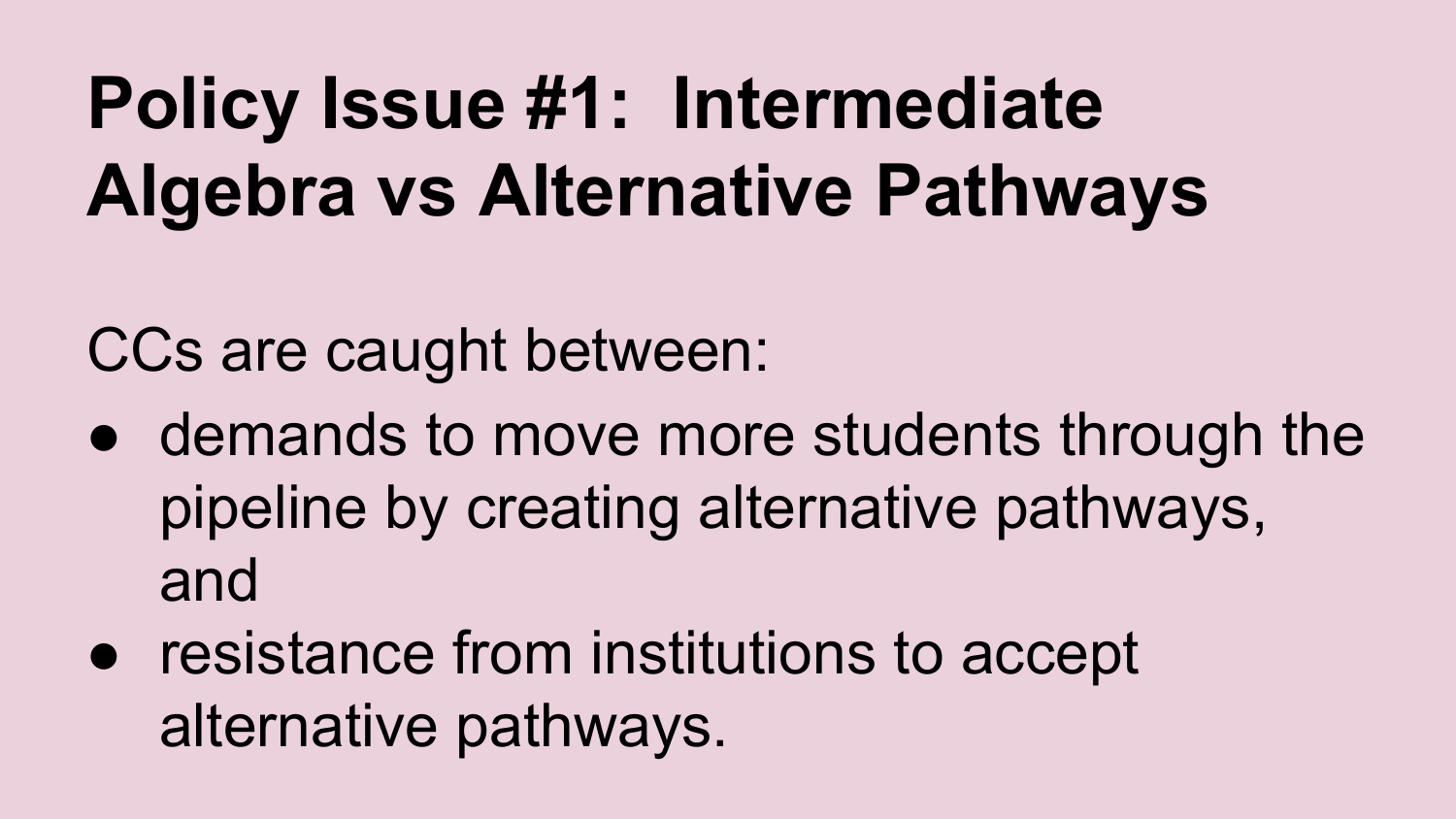# Policy Issue #1: Intermediate Algebra vs Alternative Pathways

CCs are caught between:

- demands to move more students through the pipeline by creating alternative pathways, and
- resistance from institutions to accept alternative pathways.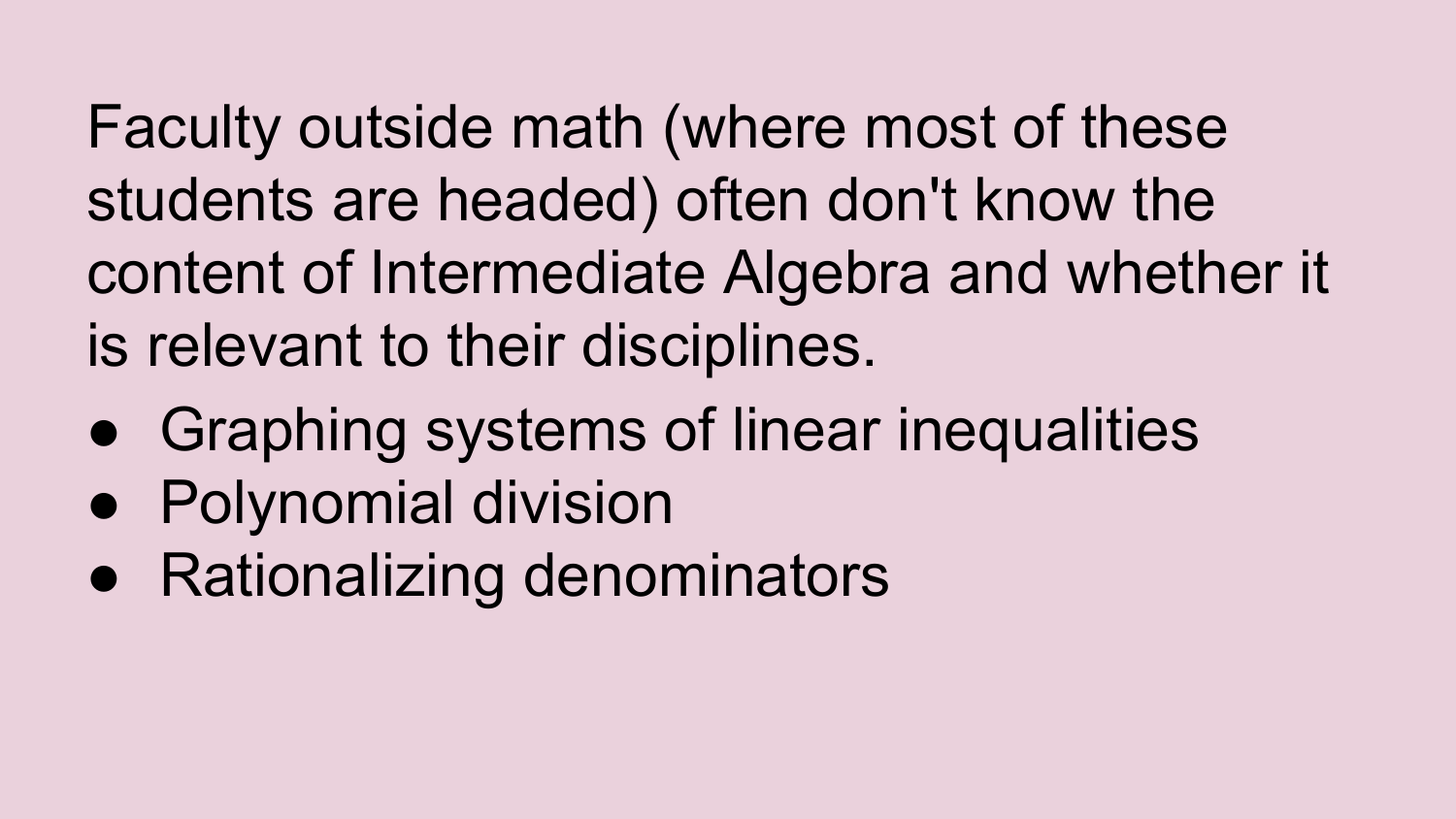Faculty outside math (where most of these students are headed) often don't know the content of Intermediate Algebra and whether it is relevant to their disciplines.

- Graphing systems of linear inequalities
- Polynomial division
- Rationalizing denominators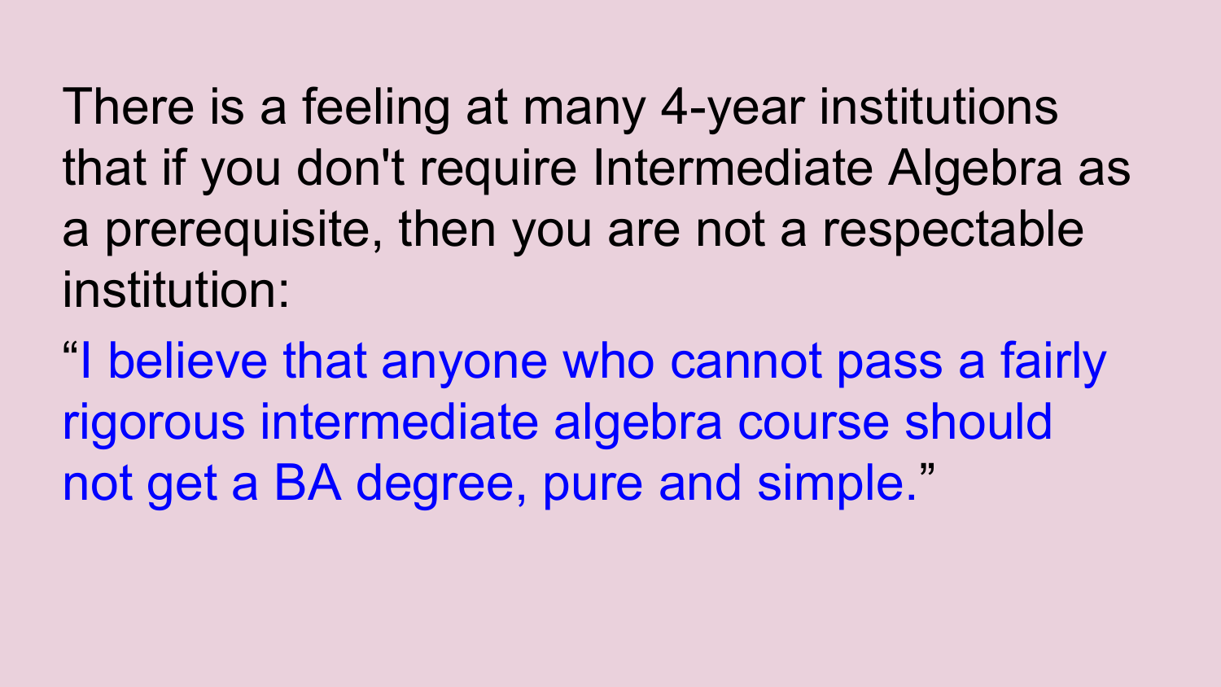There is a feeling at many 4-year institutions that if you don't require Intermediate Algebra as a prerequisite, then you are not a respectable institution:

"I believe that anyone who cannot pass a fairly rigorous intermediate algebra course should not get a BA degree, pure and simple."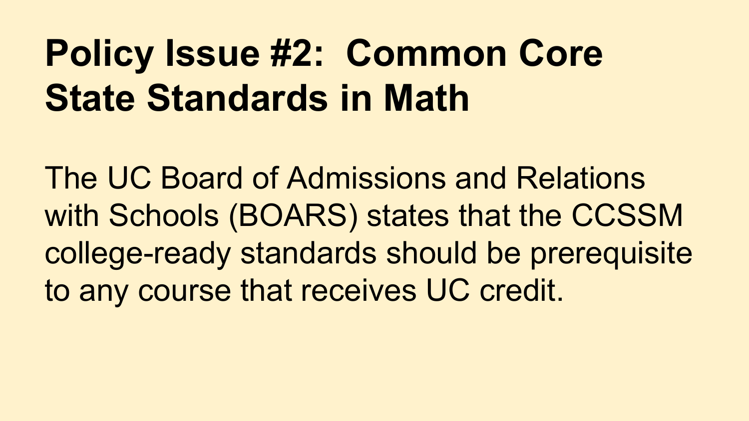# Policy Issue #2: Common Core State Standards in Math

The UC Board of Admissions and Relations with Schools (BOARS) states that the CCSSM college-ready standards should be prerequisite to any course that receives UC credit.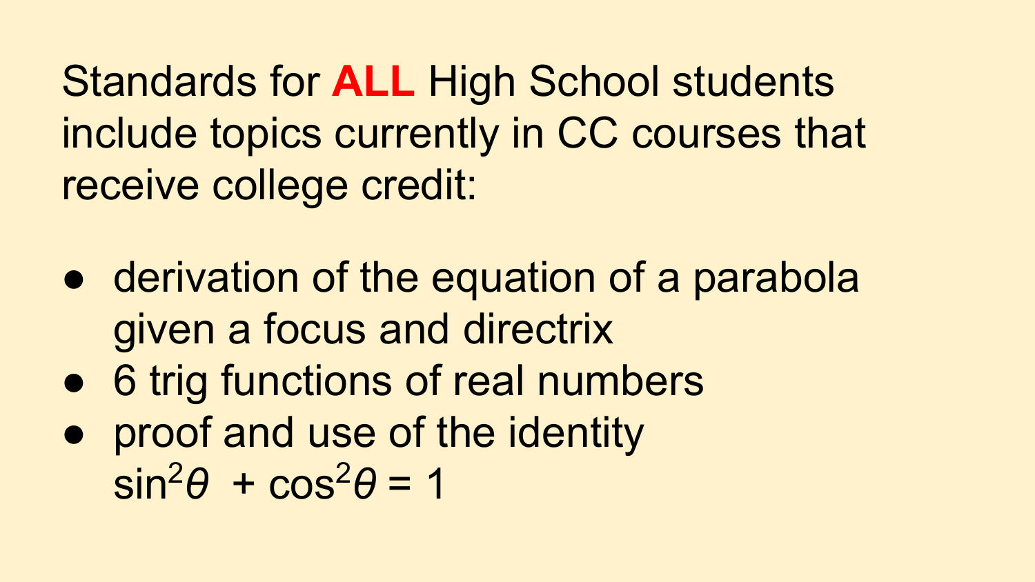Standards for **ALL** High School students include topics currently in CC courses that receive college credit:

- derivation of the equation of a parabola given a focus and directrix
- 6 trig functions of real numbers
- proof and use of the identity $\sin^2\theta + \cos^2\theta = 1$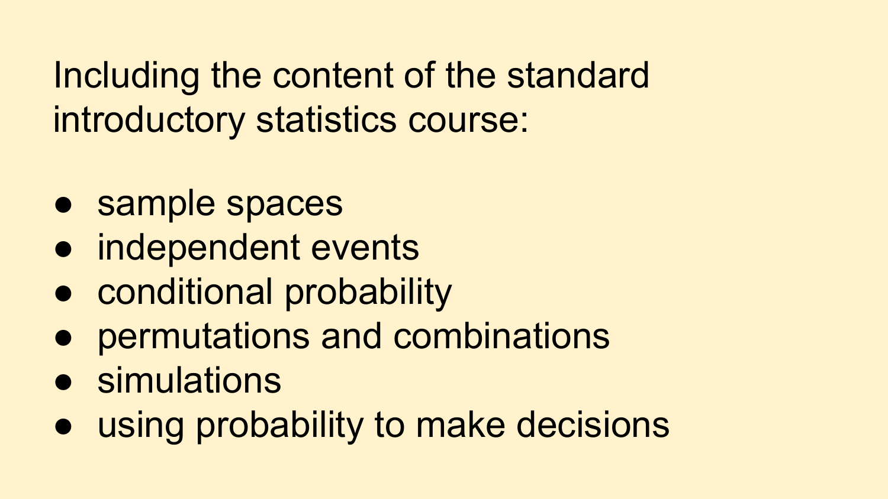Including the content of the standard introductory statistics course:

- sample spaces
- independent events
- conditional probability
- permutations and combinations
- simulations
- using probability to make decisions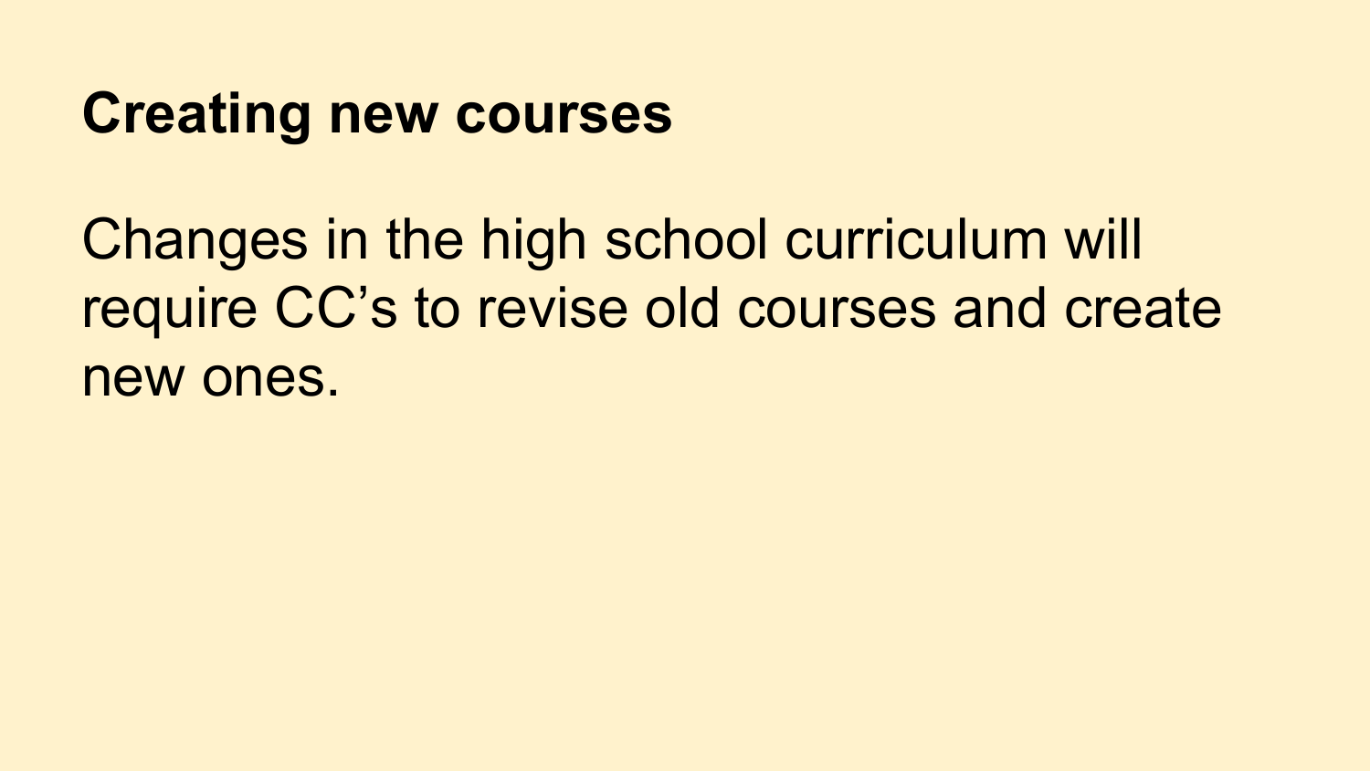## Creating new courses

Changes in the high school curriculum will require CC's to revise old courses and create new ones.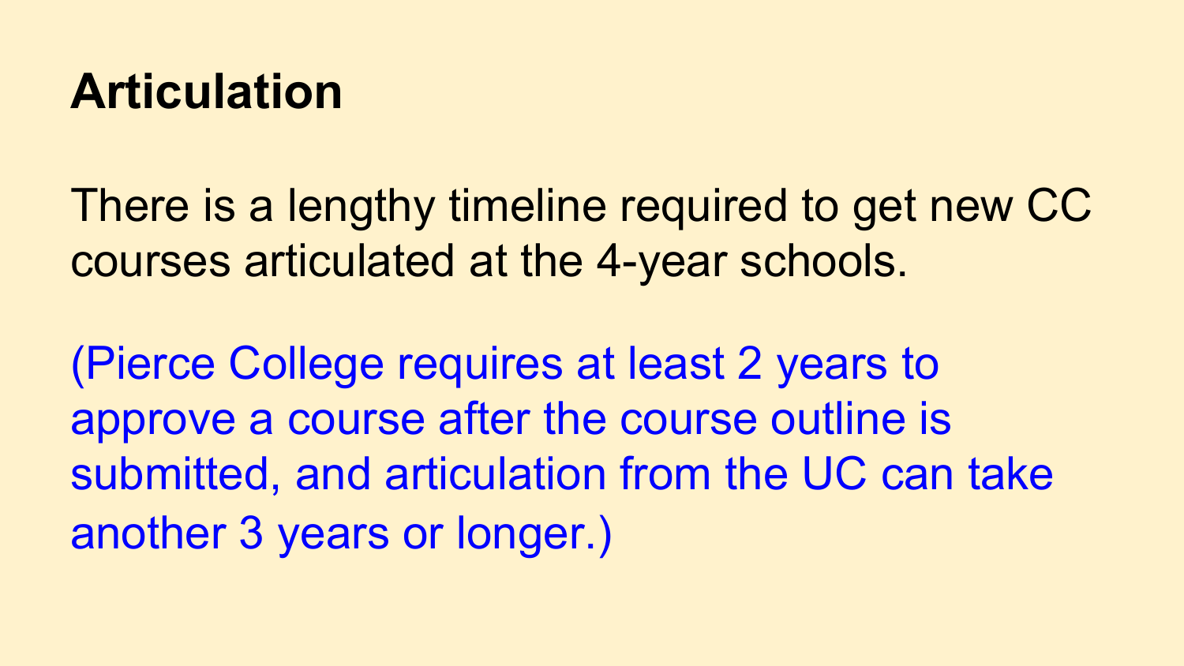# Articulation

There is a lengthy timeline required to get new CC courses articulated at the 4-year schools.

(Pierce College requires at least 2 years to approve a course after the course outline is submitted, and articulation from the UC can take another 3 years or longer.)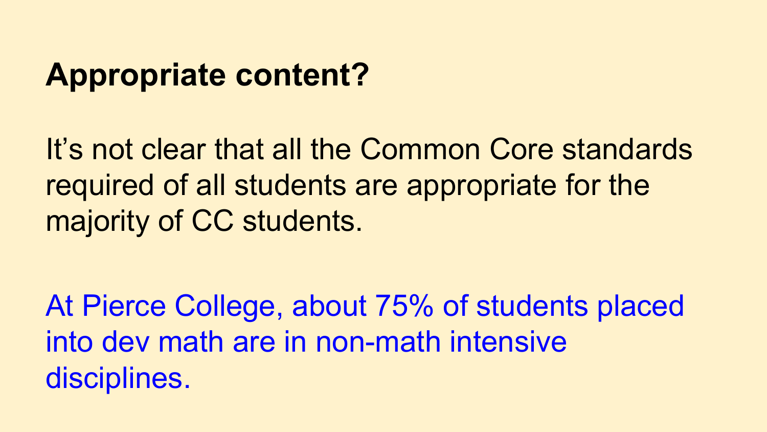# Appropriate content?

It’s not clear that all the Common Core standards required of all students are appropriate for the majority of CC students.

At Pierce College, about 75% of students placed into dev math are in non-math intensive disciplines.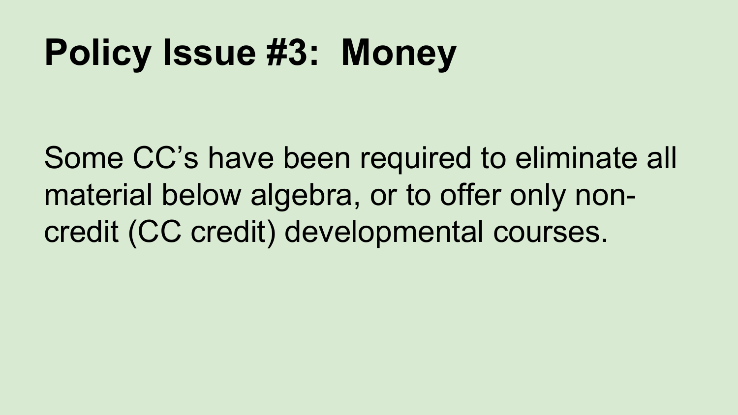# Policy Issue #3: Money

Some CC's have been required to eliminate all material below algebra, or to offer only non-credit (CC credit) developmental courses.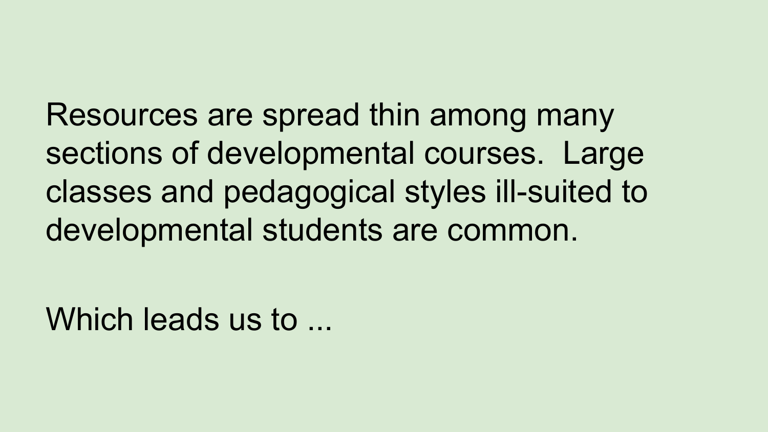Resources are spread thin among many sections of developmental courses. Large classes and pedagogical styles ill-suited to developmental students are common.

Which leads us to ...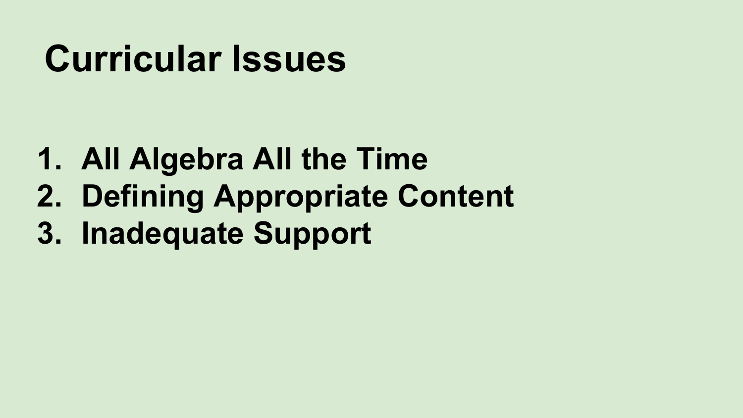# Curricular Issues

1. All Algebra All the Time
2. Defining Appropriate Content
3. Inadequate Support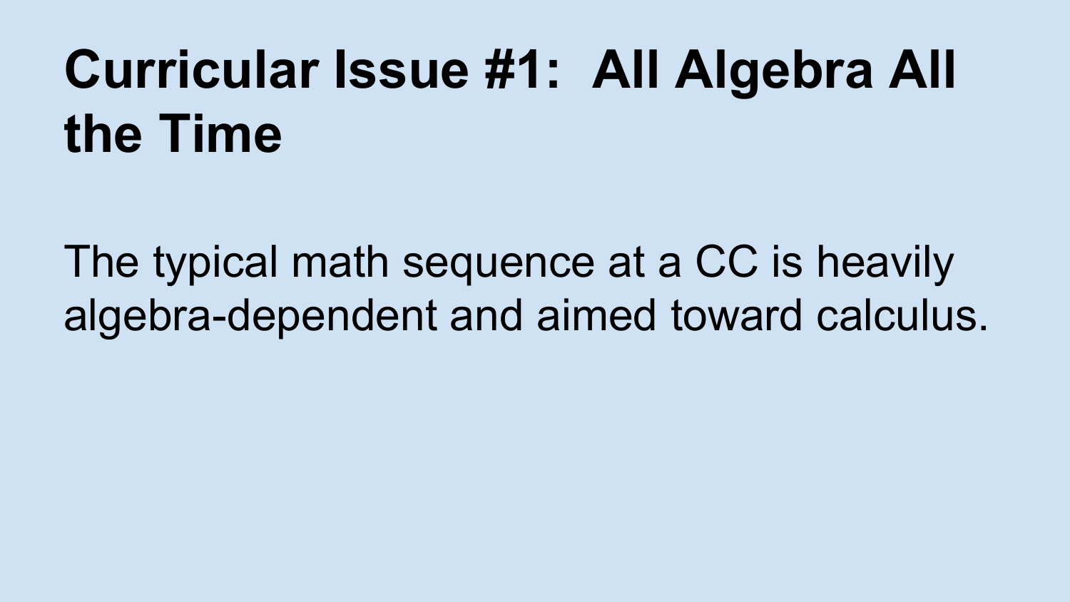# Curricular Issue #1: All Algebra All the Time

The typical math sequence at a CC is heavily algebra-dependent and aimed toward calculus.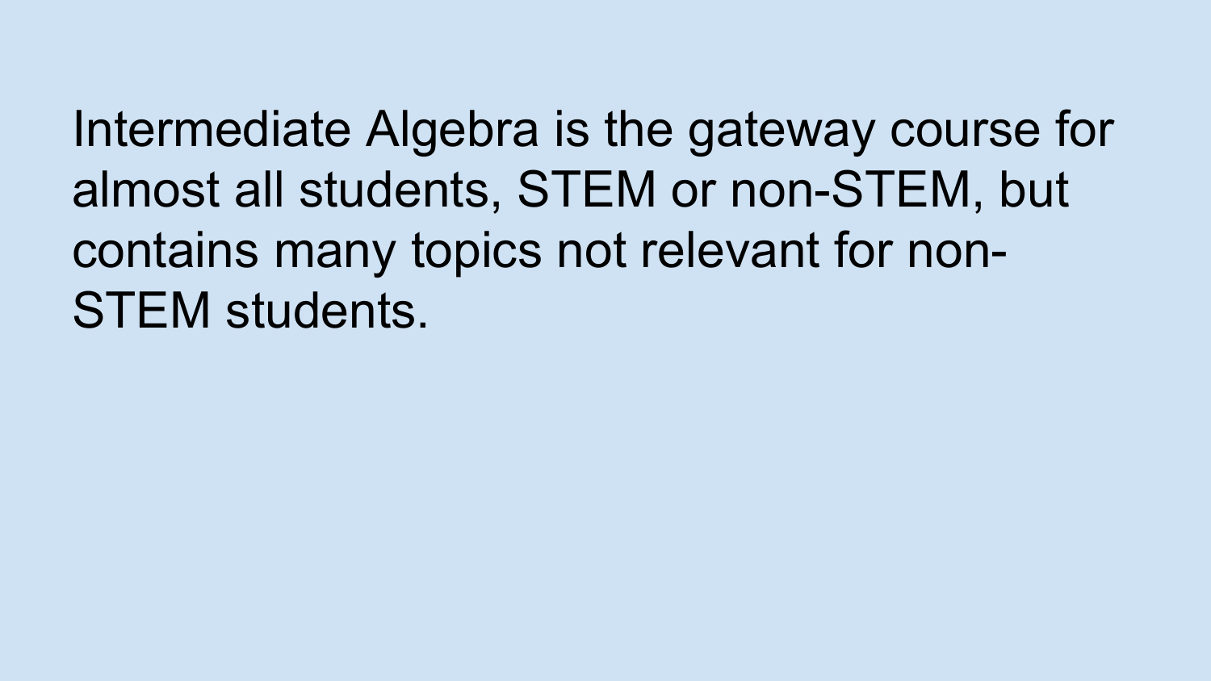Intermediate Algebra is the gateway course for almost all students, STEM or non-STEM, but contains many topics not relevant for non-STEM students.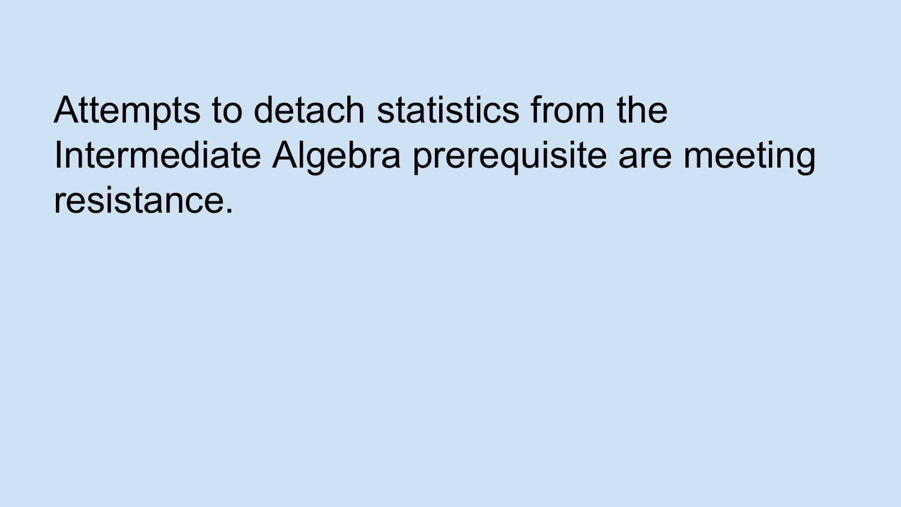Attempts to detach statistics from the Intermediate Algebra prerequisite are meeting resistance.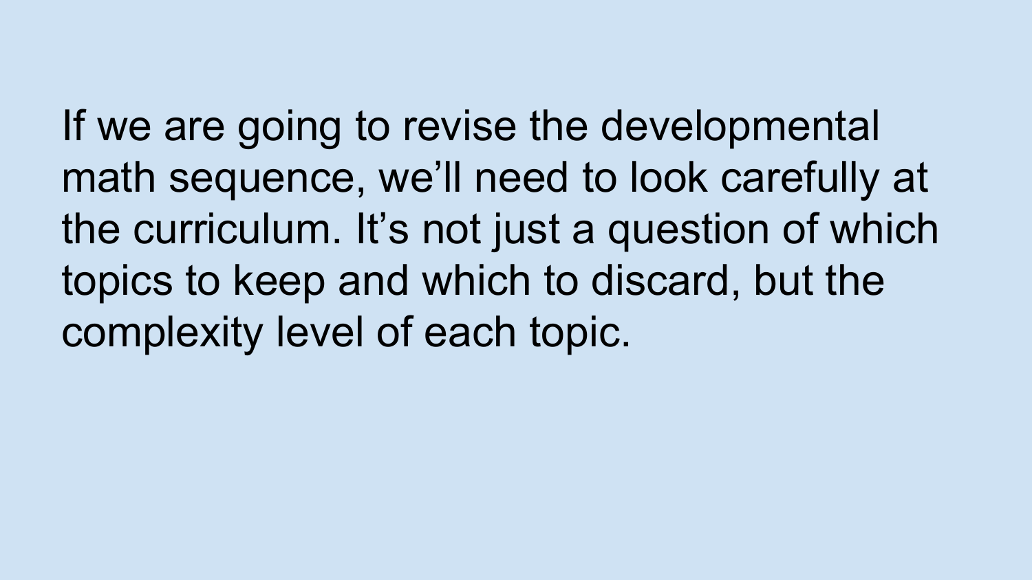If we are going to revise the developmental math sequence, we’ll need to look carefully at the curriculum. It’s not just a question of which topics to keep and which to discard, but the complexity level of each topic.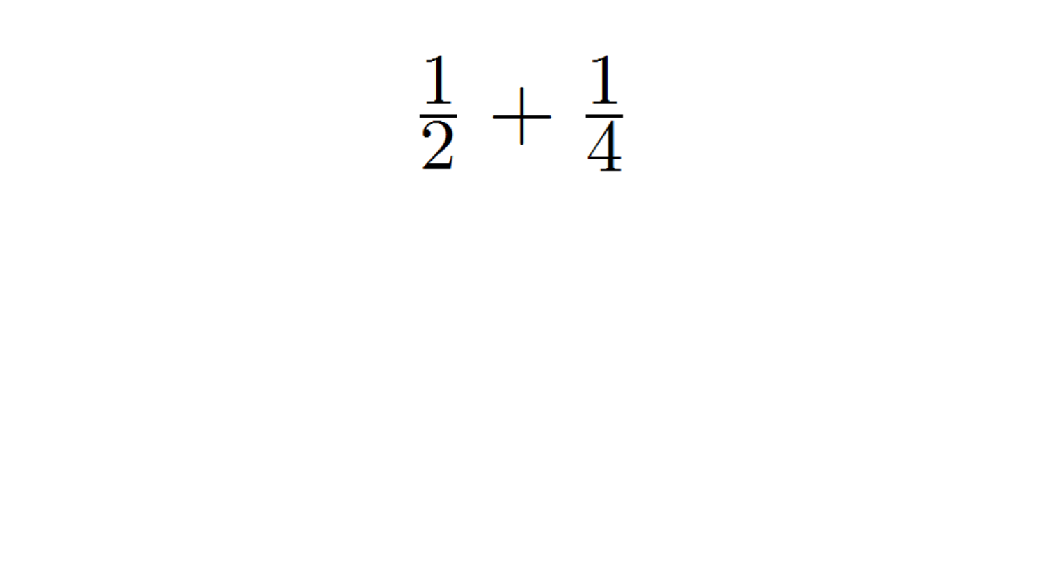$$\frac{1}{2} + \frac{1}{4}$$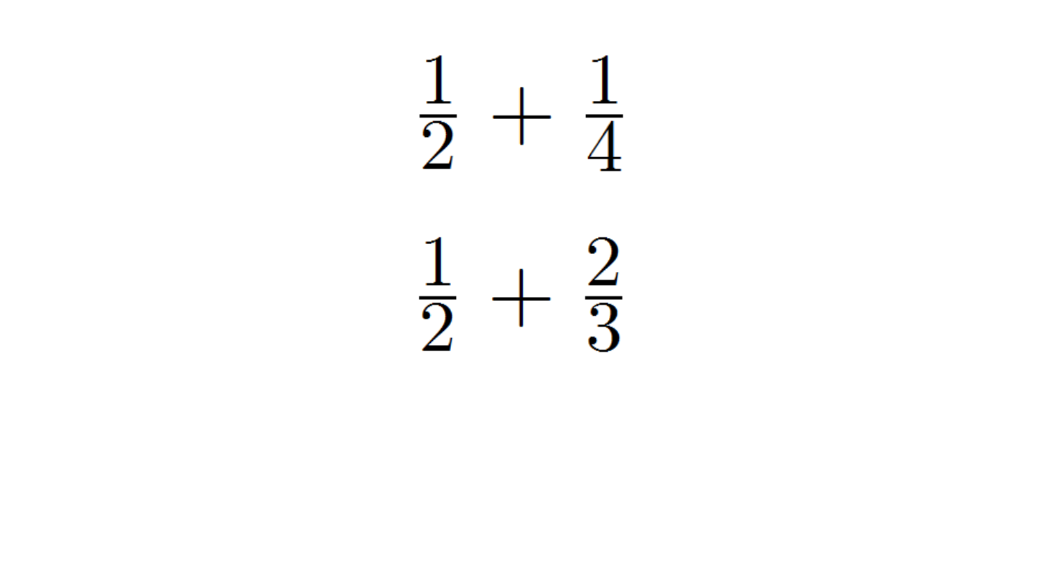$$\frac{1}{2} + \frac{1}{4}$$

$$\frac{1}{2} + \frac{2}{3}$$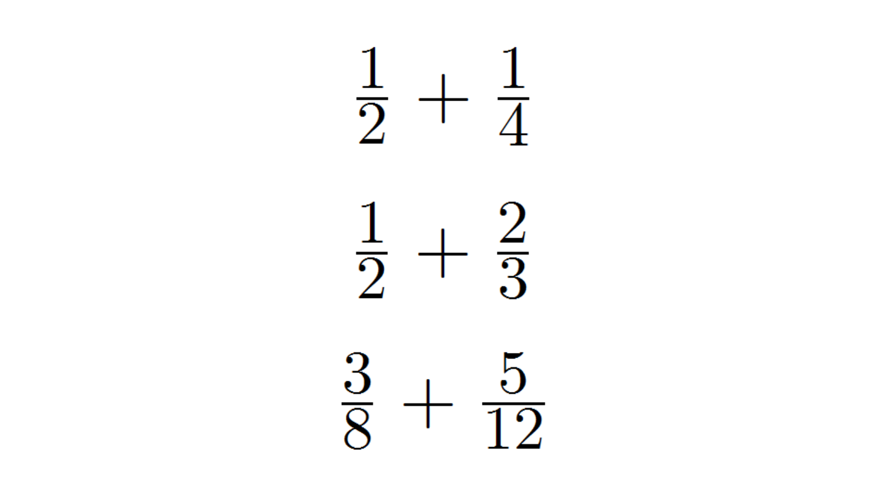$$\frac{1}{2} + \frac{1}{4}$$

$$\frac{1}{2} + \frac{2}{3}$$

$$\frac{3}{8} + \frac{5}{12}$$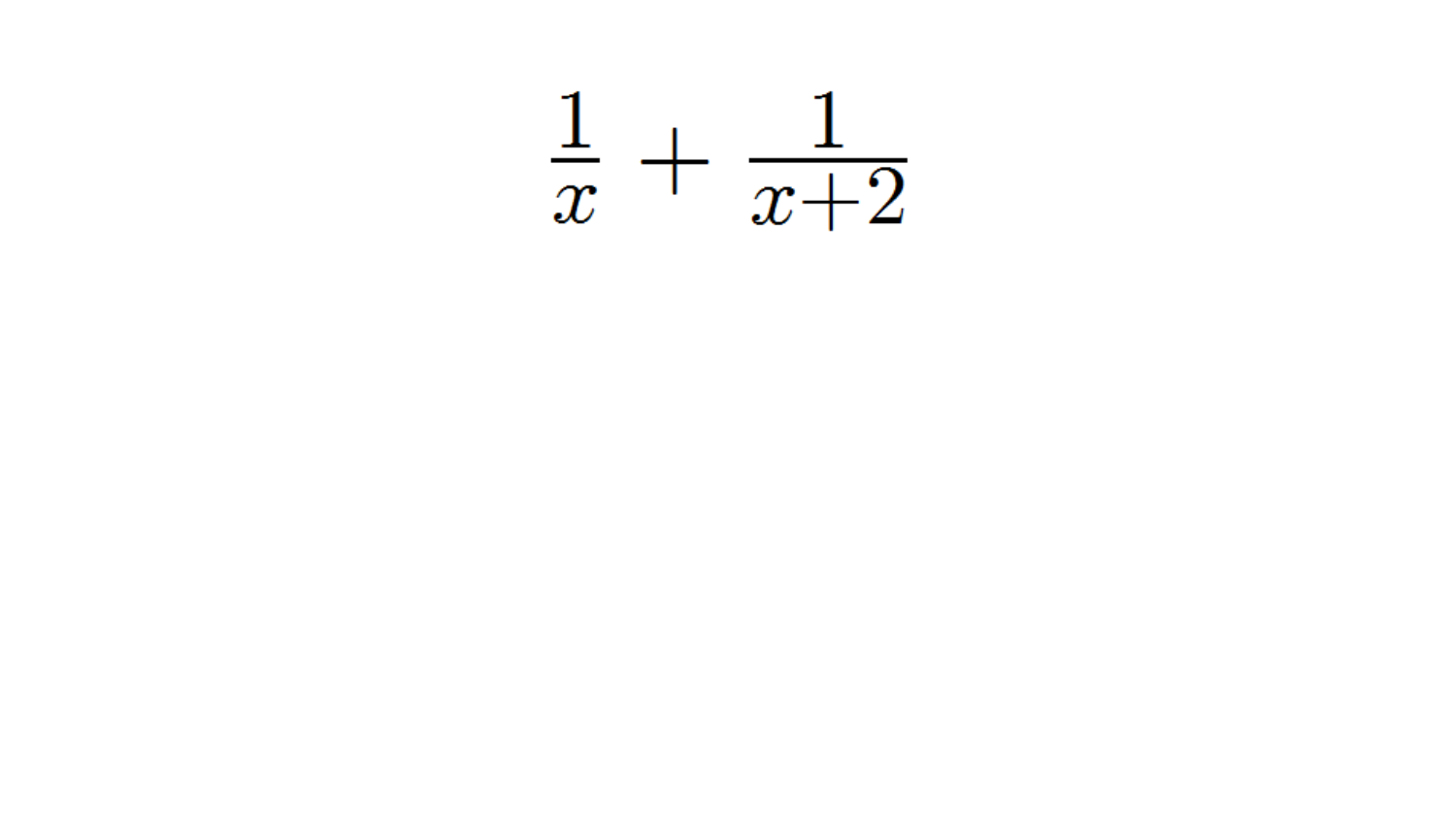$$\frac{1}{x} + \frac{1}{x+2}$$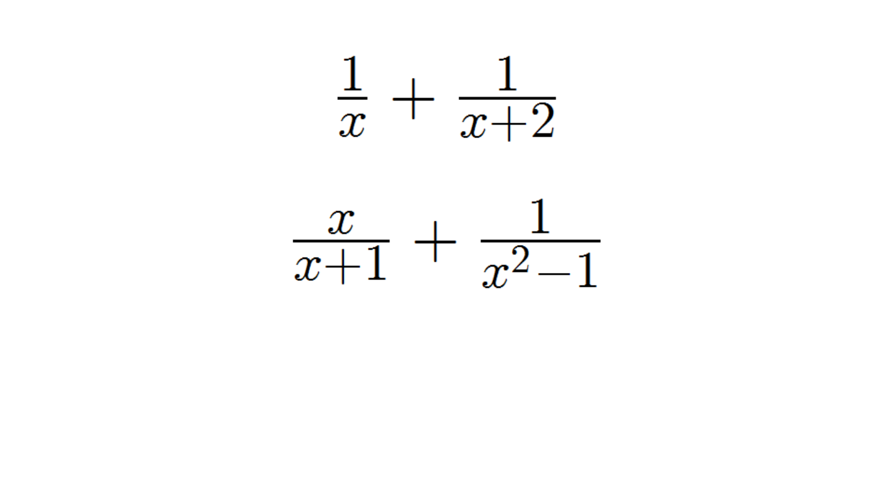$$\frac{1}{x} + \frac{1}{x+2}$$

$$\frac{x}{x+1} + \frac{1}{x^2-1}$$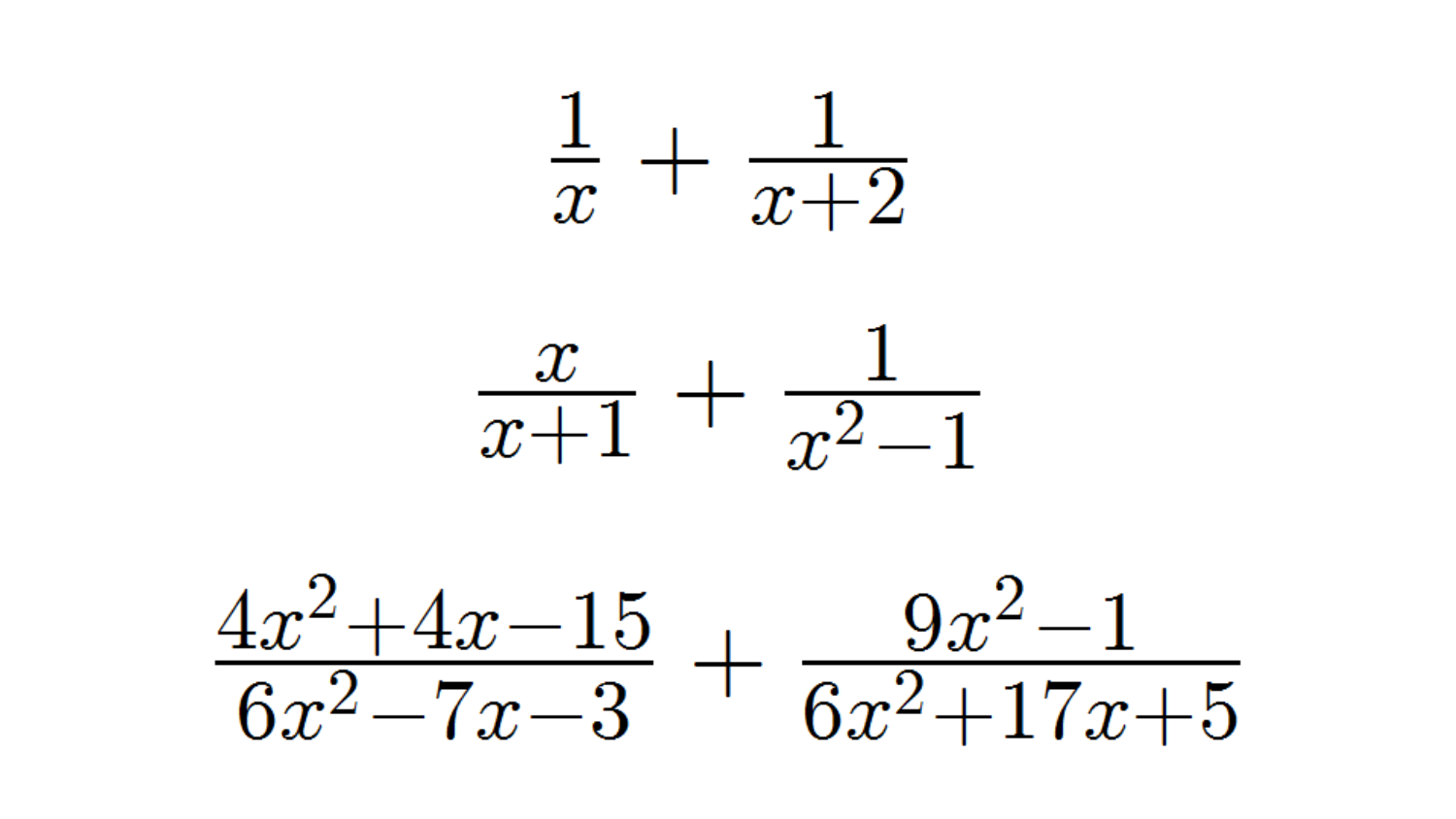$$\frac{1}{x} + \frac{1}{x+2}$$

$$\frac{x}{x+1} + \frac{1}{x^2-1}$$

$$\frac{4x^2+4x-15}{6x^2-7x-3} + \frac{9x^2-1}{6x^2+17x+5}$$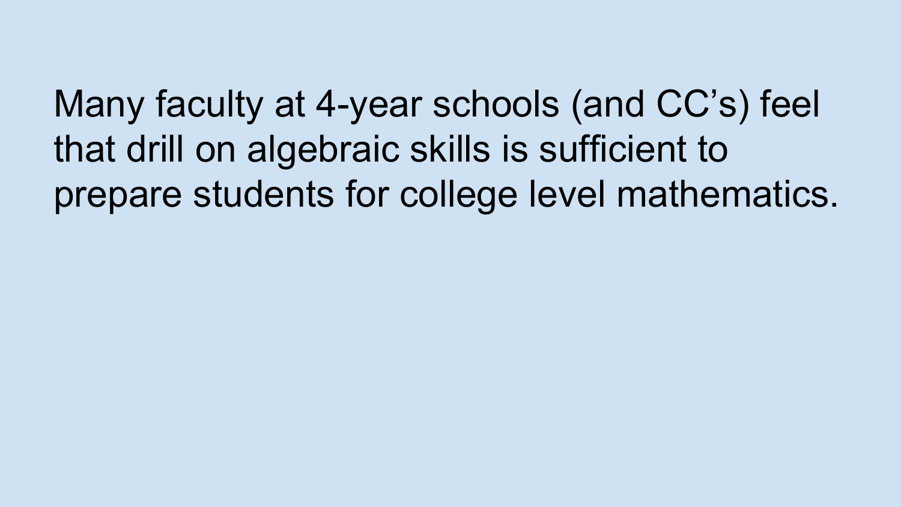Many faculty at 4-year schools (and CC's) feel that drill on algebraic skills is sufficient to prepare students for college level mathematics.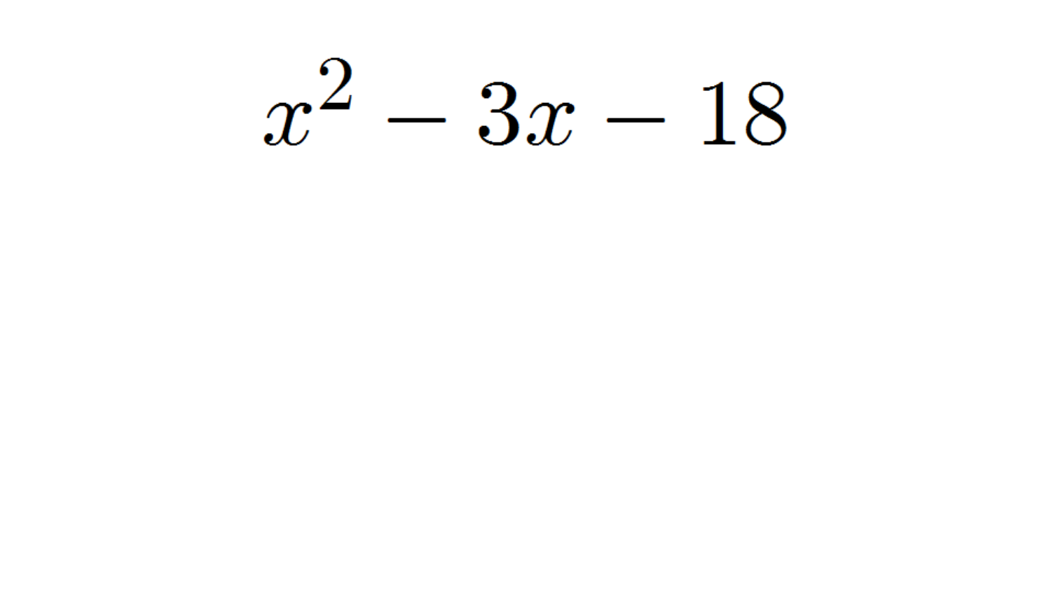$$x^2 - 3x - 18$$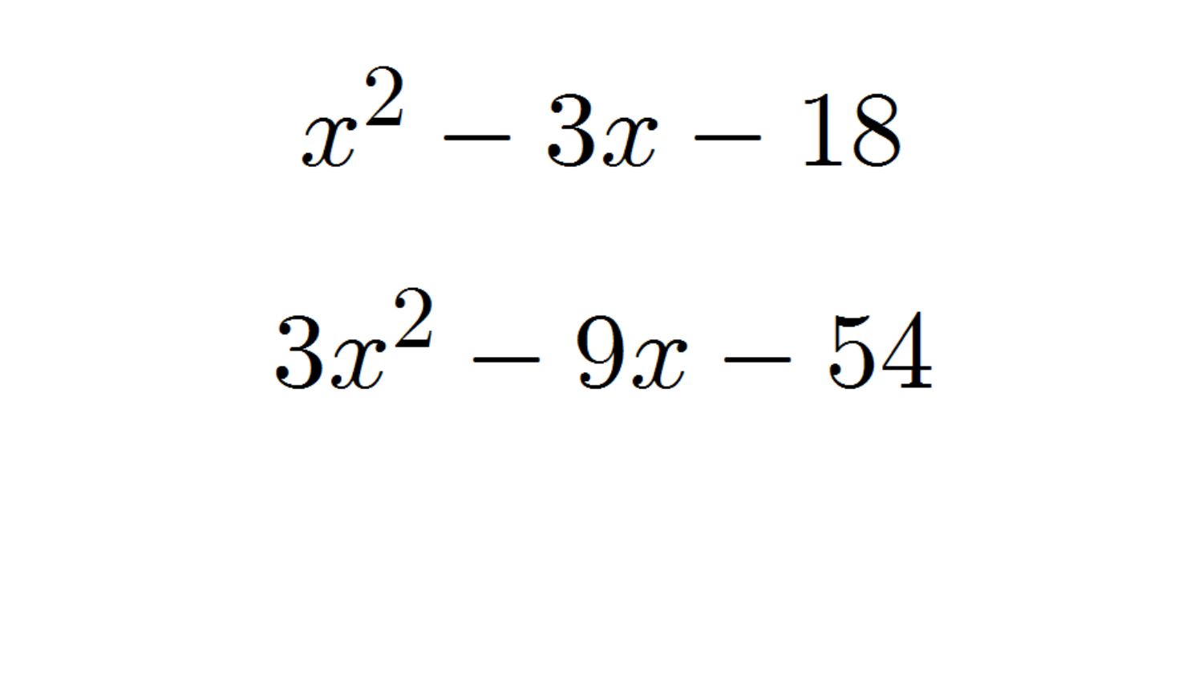$$x^2 - 3x - 18$$

$$3x^2 - 9x - 54$$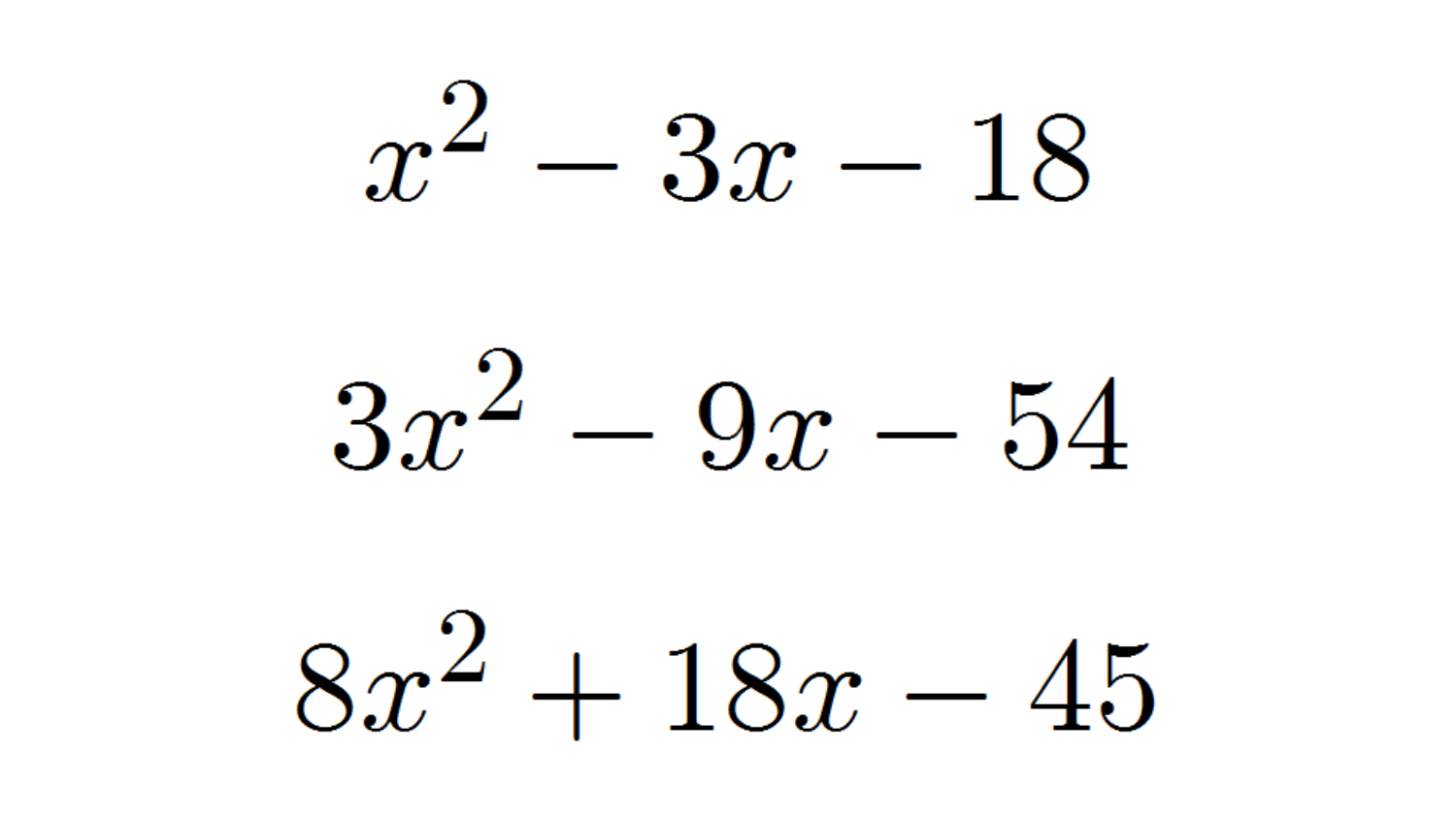$$x^2 - 3x - 18$$

$$3x^2 - 9x - 54$$

$$8x^2 + 18x - 45$$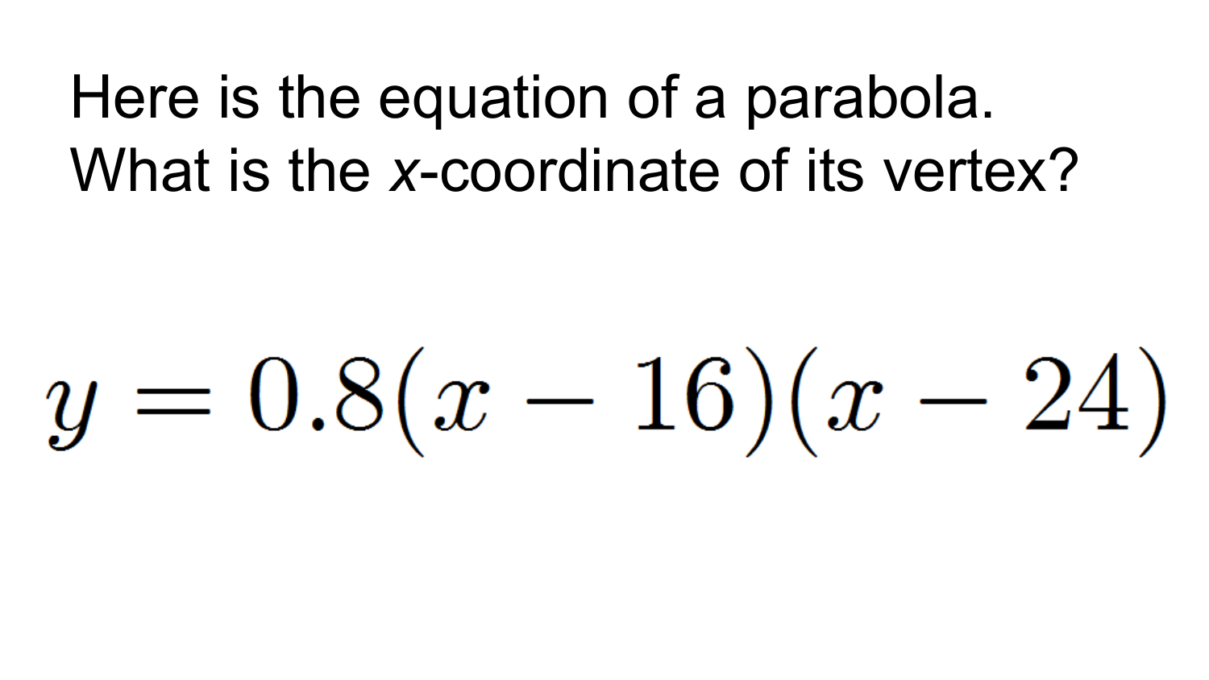Here is the equation of a parabola.
What is the *x*-coordinate of its vertex?

$$y = 0.8(x - 16)(x - 24)$$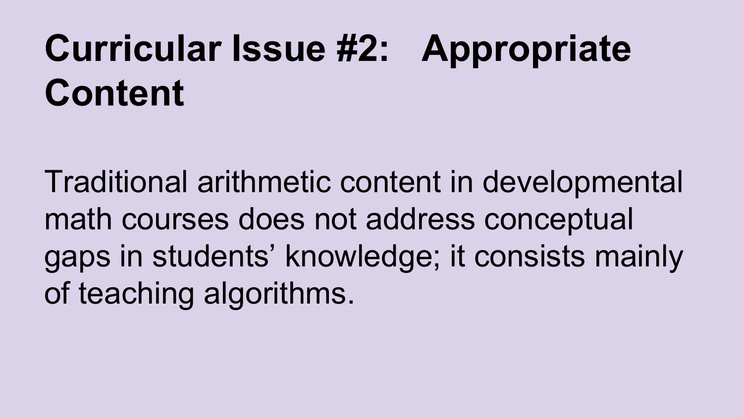# Curricular Issue #2: Appropriate Content

Traditional arithmetic content in developmental math courses does not address conceptual gaps in students' knowledge; it consists mainly of teaching algorithms.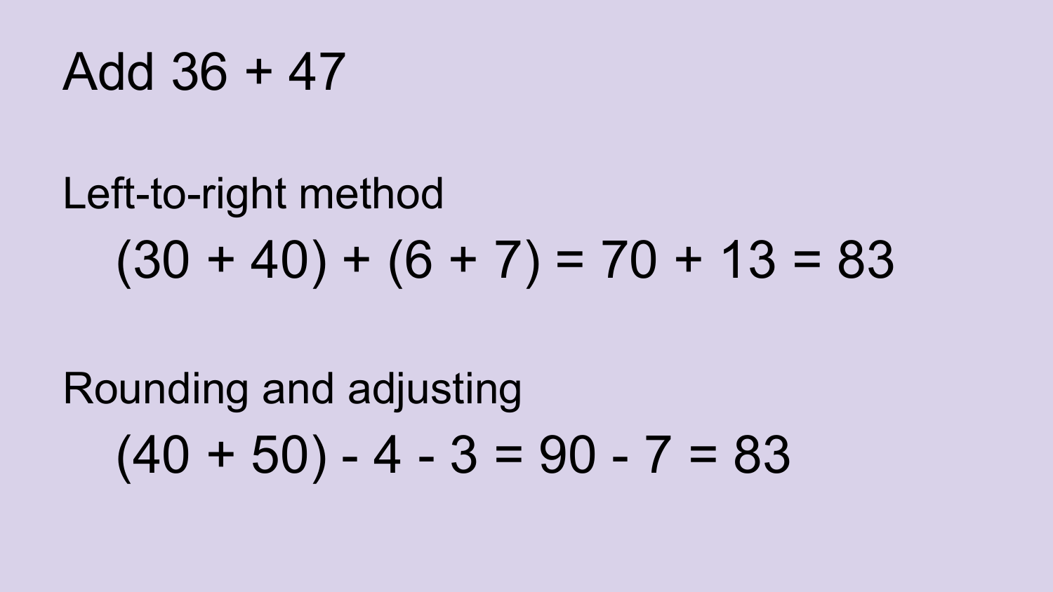# Add 36 + 47

## Left-to-right method

$$(30 + 40) + (6 + 7) = 70 + 13 = 83$$

## Rounding and adjusting

$$(40 + 50) - 4 - 3 = 90 - 7 = 83$$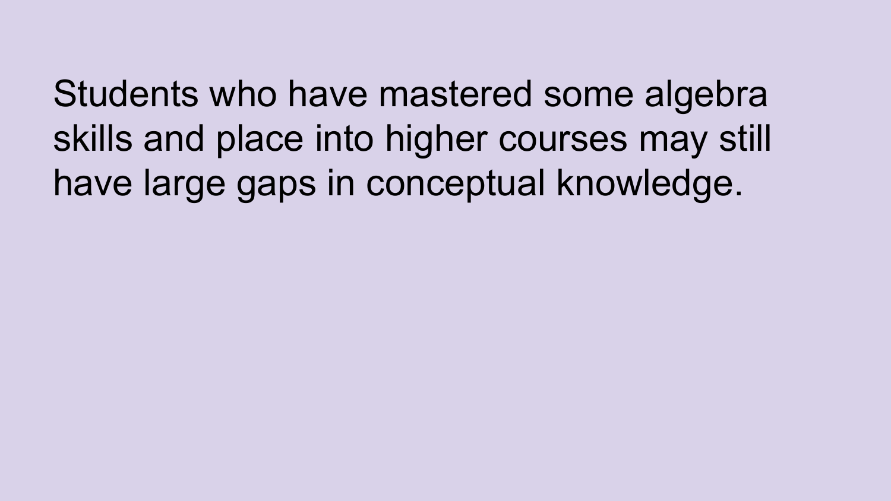Students who have mastered some algebra skills and place into higher courses may still have large gaps in conceptual knowledge.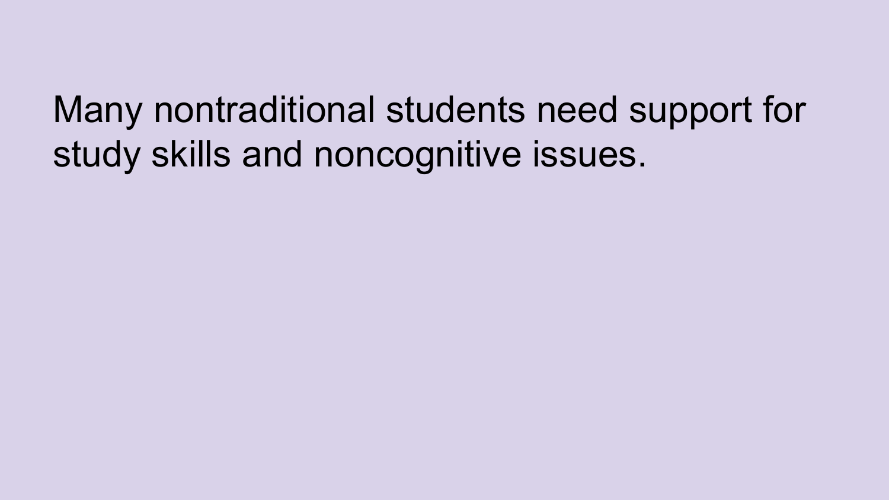Many nontraditional students need support for study skills and noncognitive issues.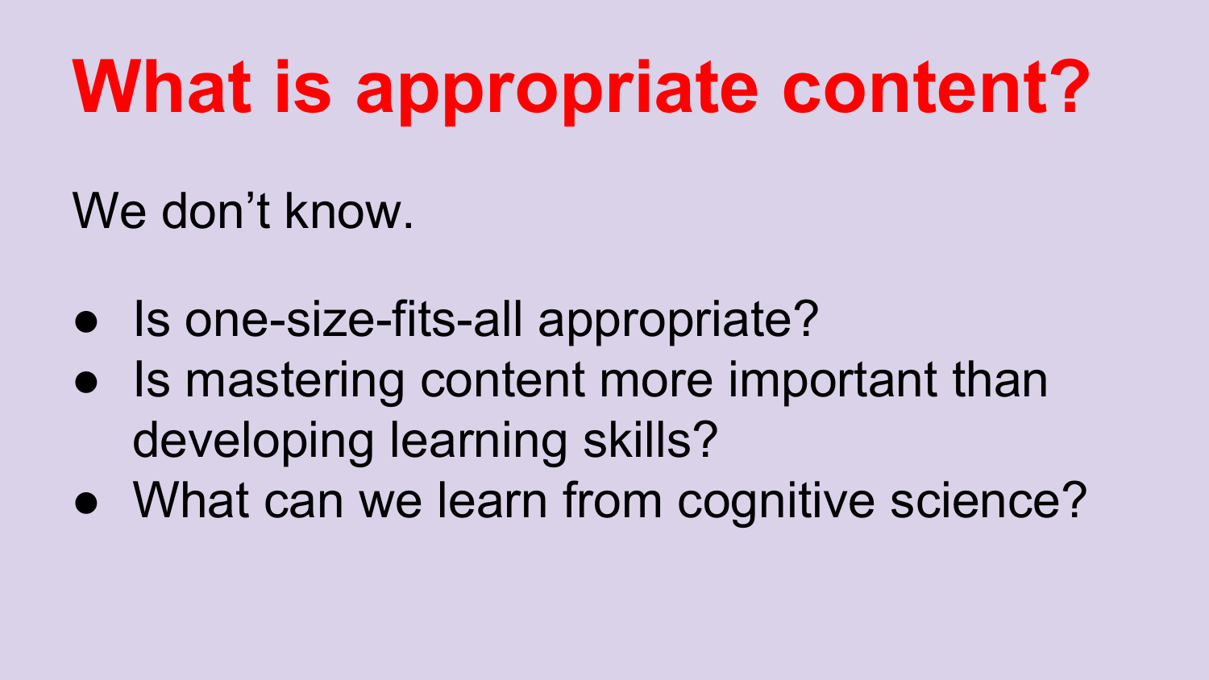# What is appropriate content?

We don’t know.

- Is one-size-fits-all appropriate?
- Is mastering content more important than developing learning skills?
- What can we learn from cognitive science?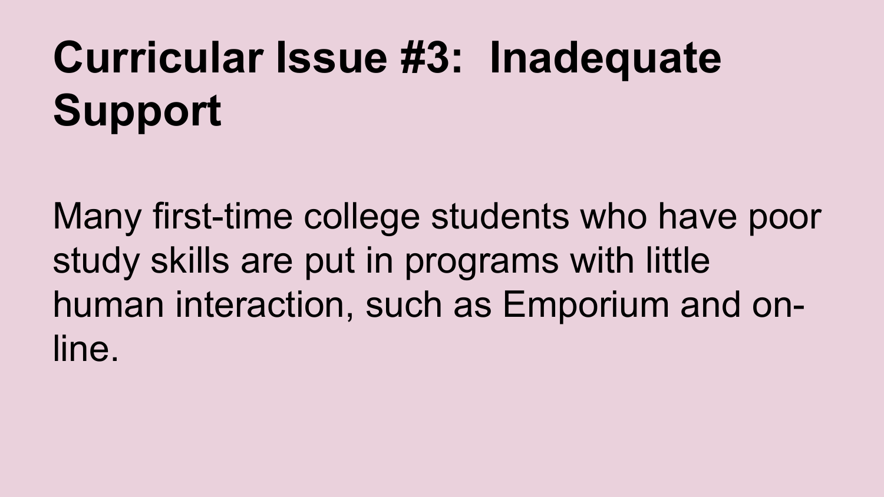# Curricular Issue #3: Inadequate Support

Many first-time college students who have poor study skills are put in programs with little human interaction, such as Emporium and on-line.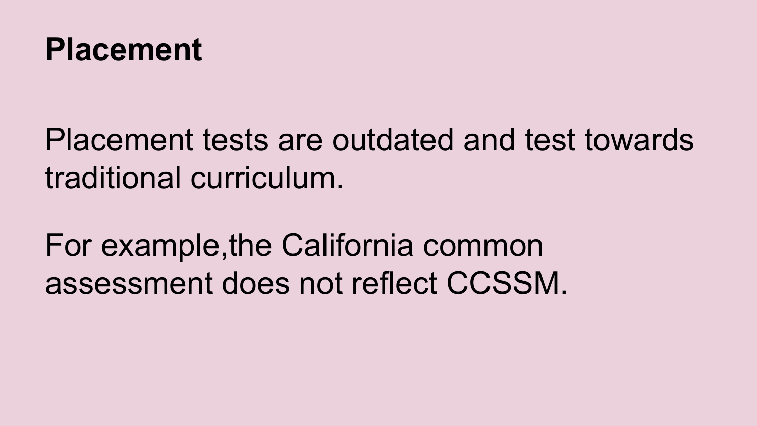# Placement

Placement tests are outdated and test towards traditional curriculum.

For example,the California common assessment does not reflect CCSSM.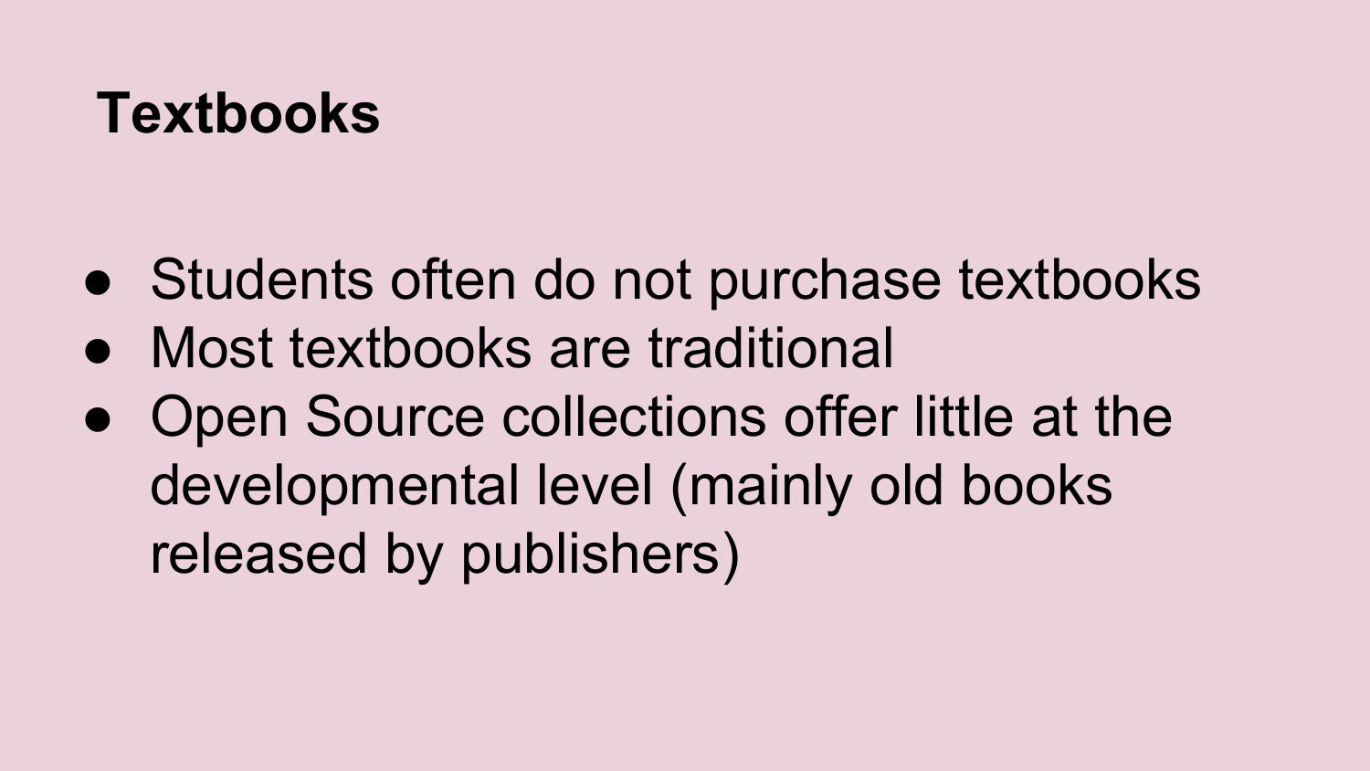# Textbooks

- Students often do not purchase textbooks
- Most textbooks are traditional
- Open Source collections offer little at the developmental level (mainly old books released by publishers)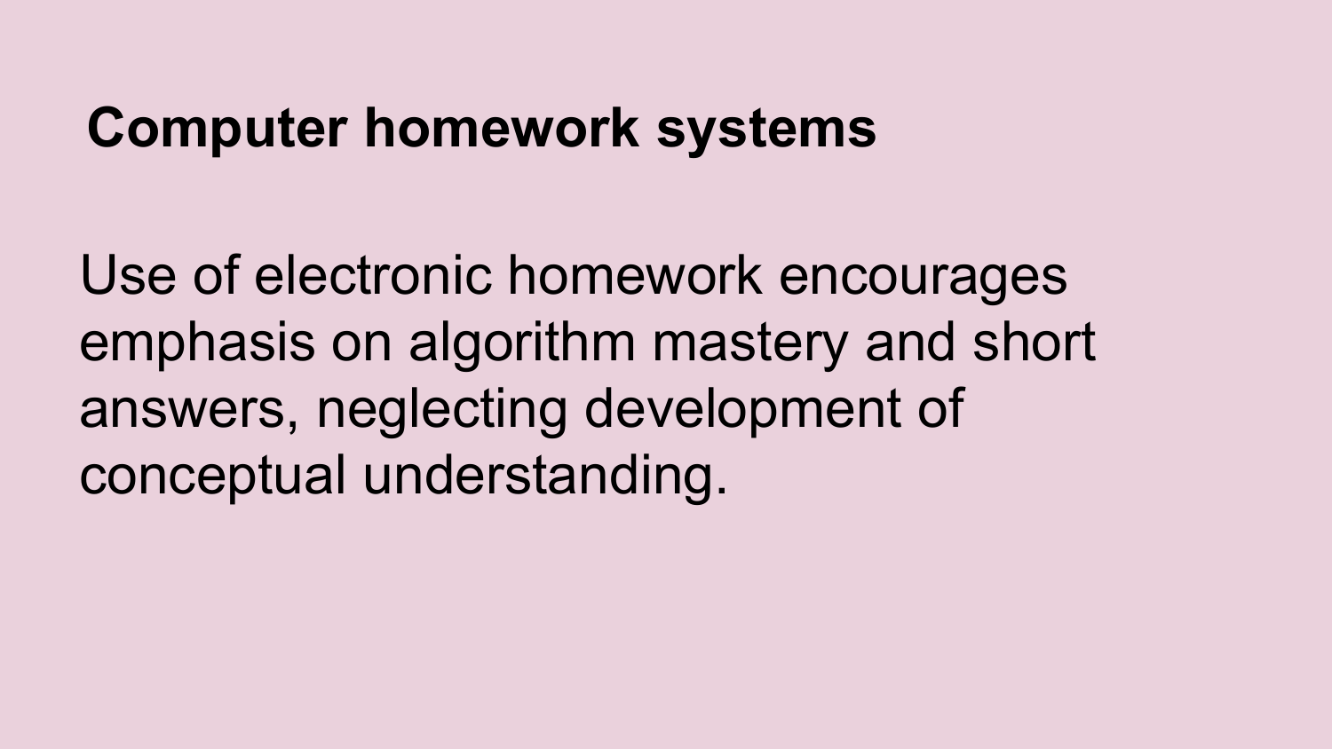## Computer homework systems

Use of electronic homework encourages emphasis on algorithm mastery and short answers, neglecting development of conceptual understanding.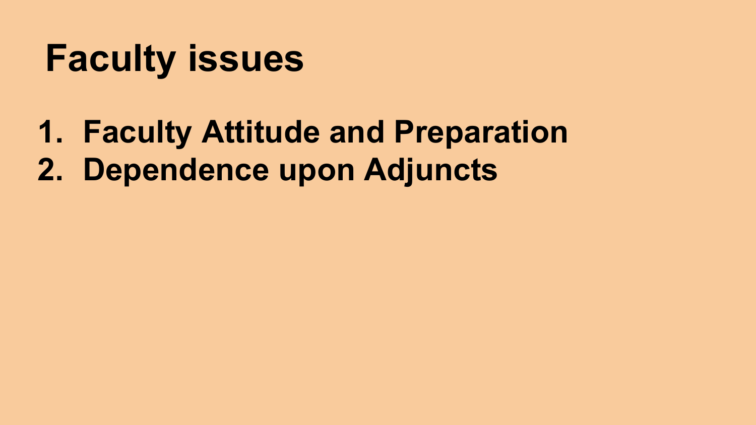# Faculty issues

1. **Faculty Attitude and Preparation**
2. **Dependence upon Adjuncts**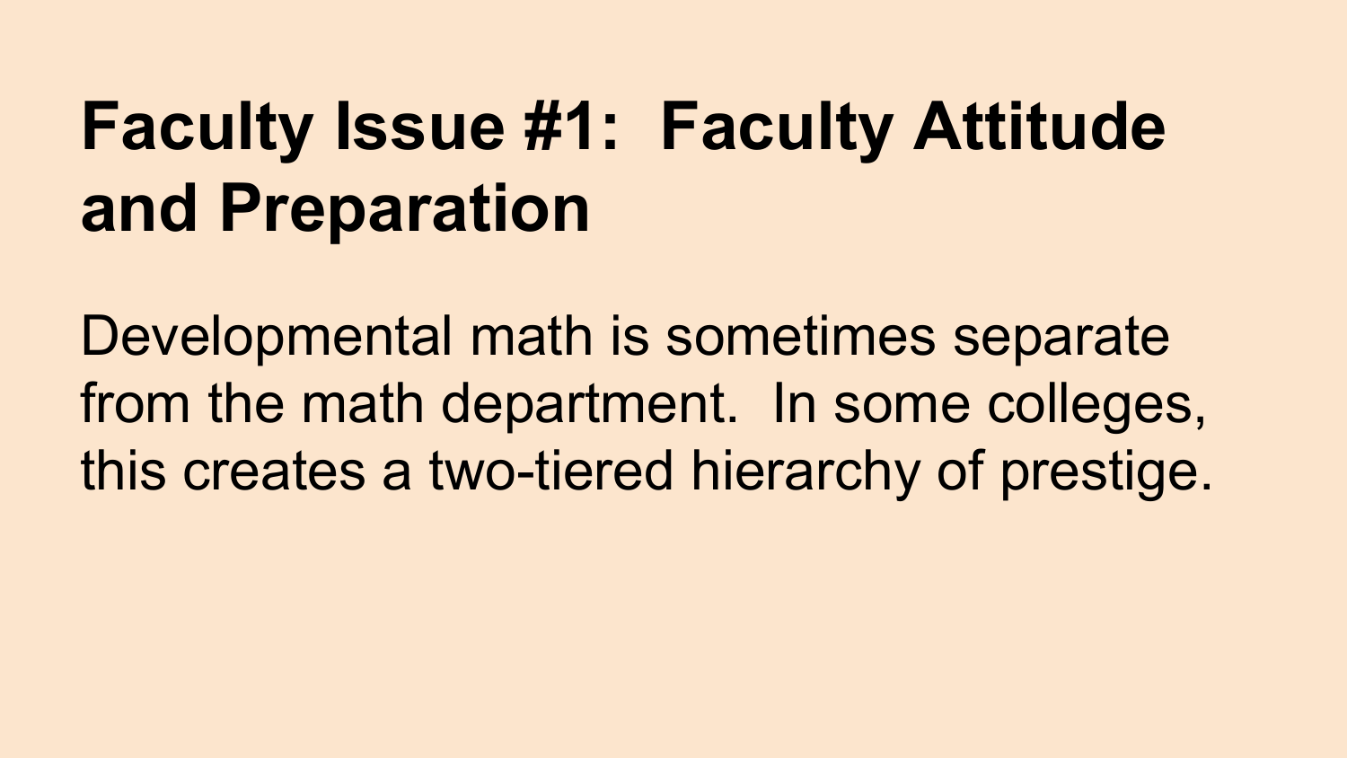# Faculty Issue #1:  Faculty Attitude and Preparation

Developmental math is sometimes separate from the math department.  In some colleges, this creates a two-tiered hierarchy of prestige.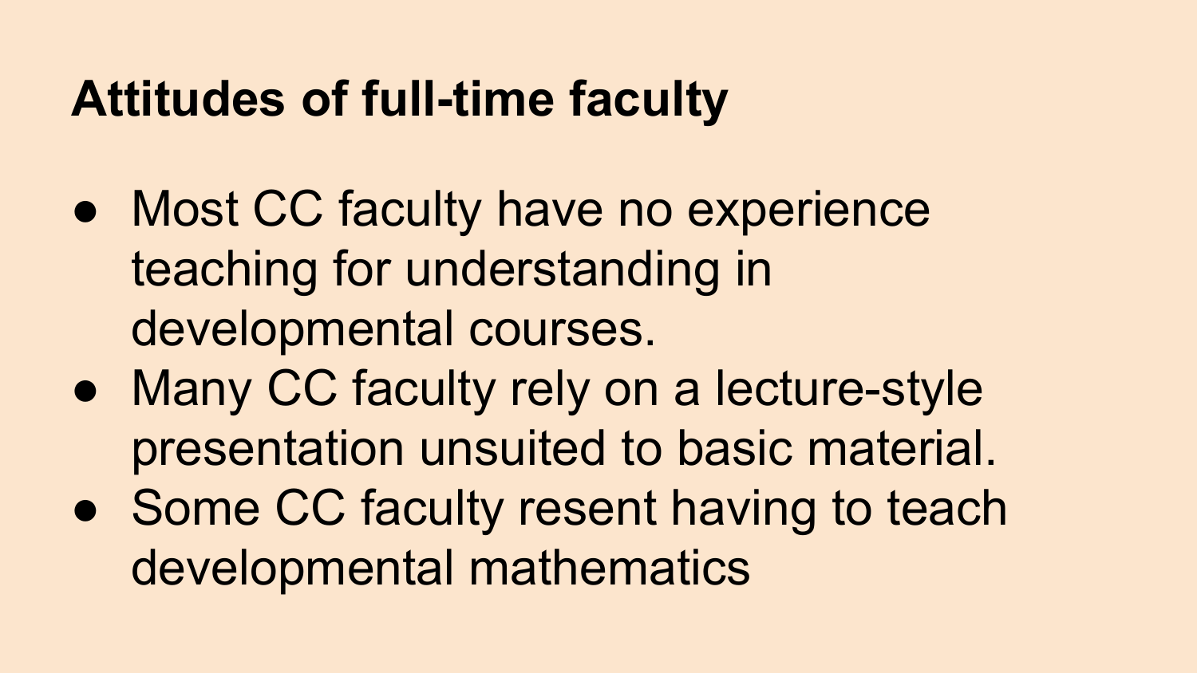## Attitudes of full-time faculty

- Most CC faculty have no experience teaching for understanding in developmental courses.
- Many CC faculty rely on a lecture-style presentation unsuited to basic material.
- Some CC faculty resent having to teach developmental mathematics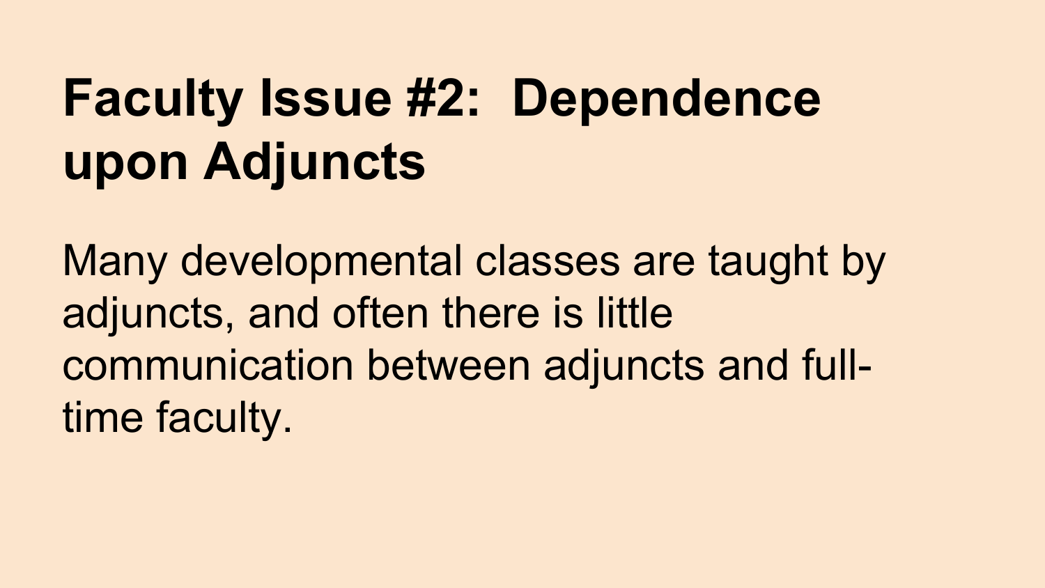# Faculty Issue #2: Dependence upon Adjuncts

Many developmental classes are taught by adjuncts, and often there is little communication between adjuncts and full-time faculty.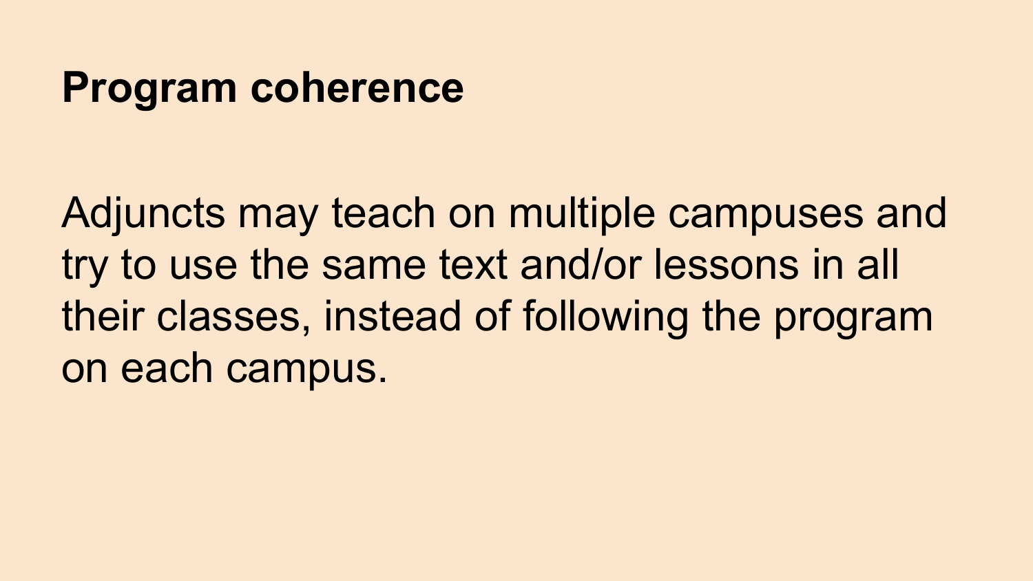## Program coherence

Adjuncts may teach on multiple campuses and try to use the same text and/or lessons in all their classes, instead of following the program on each campus.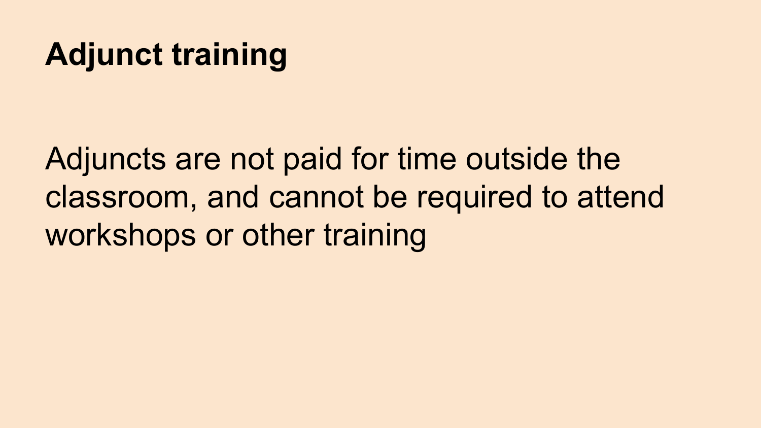# Adjunct training

Adjuncts are not paid for time outside the classroom, and cannot be required to attend workshops or other training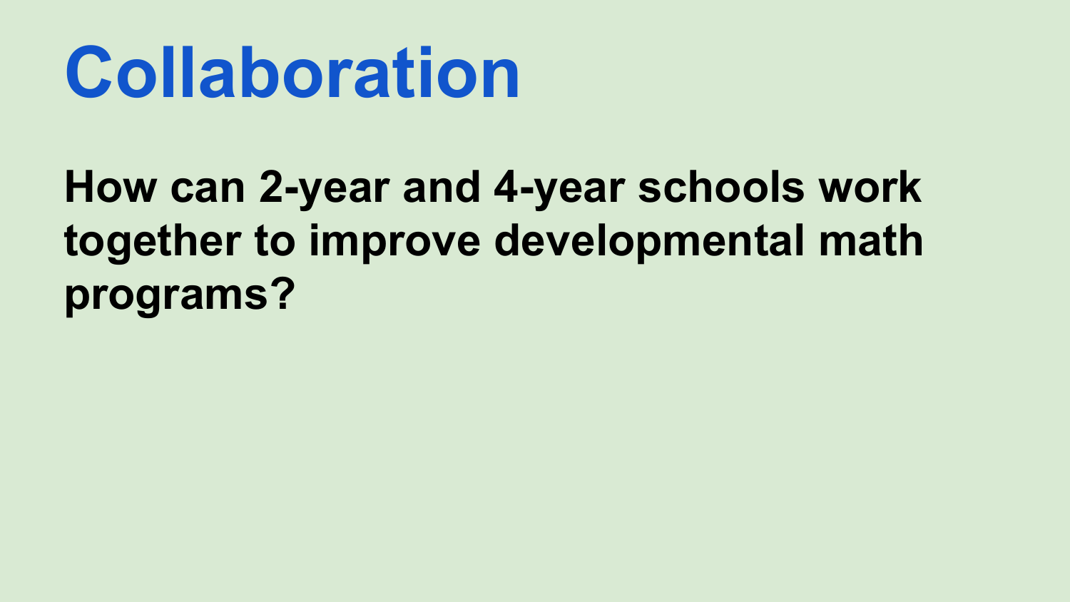# Collaboration

**How can 2-year and 4-year schools work together to improve developmental math programs?**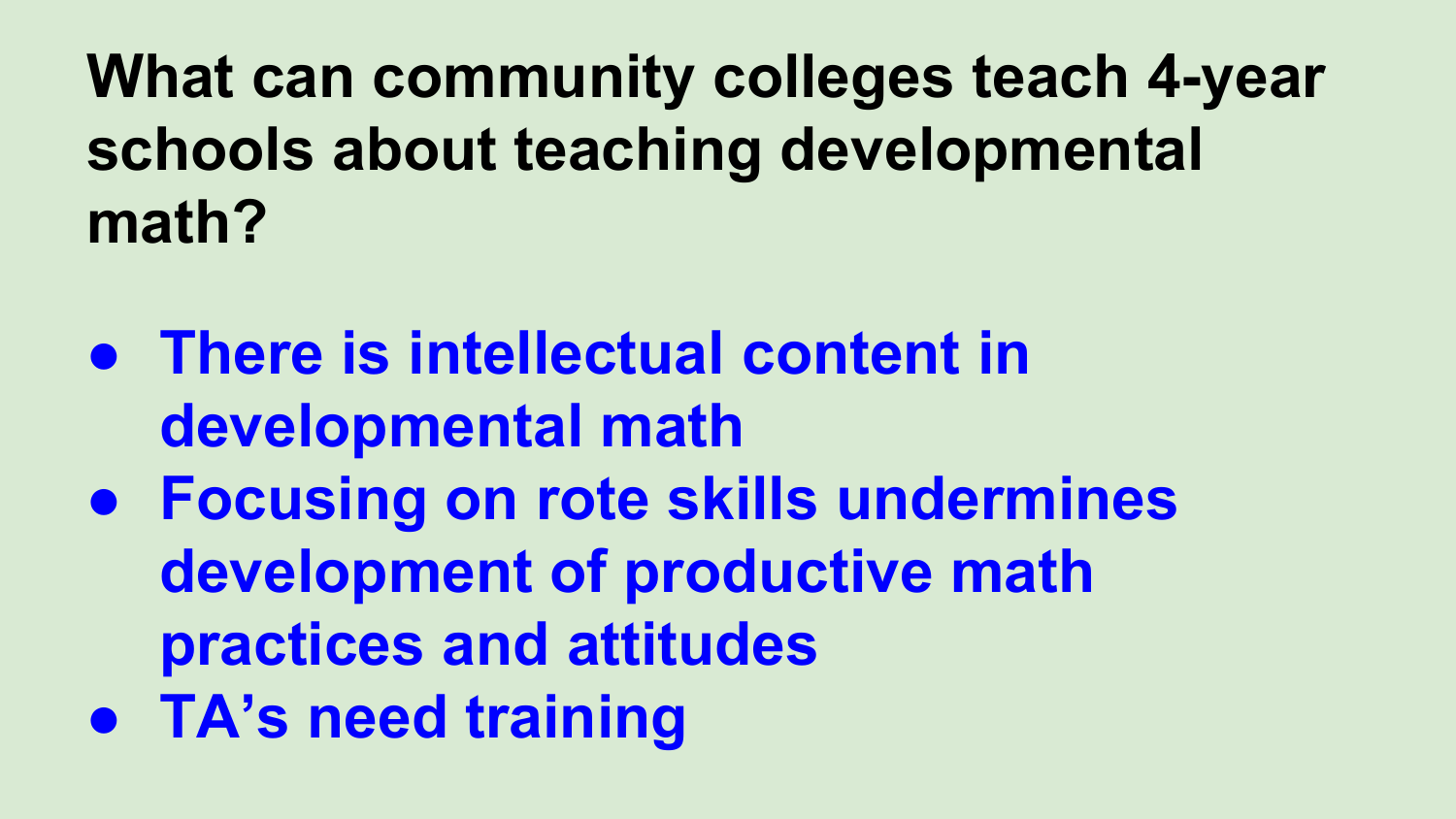# What can community colleges teach 4-year schools about teaching developmental math?

- **There is intellectual content in developmental math**
- **Focusing on rote skills undermines development of productive math practices and attitudes**
- **TA’s need training**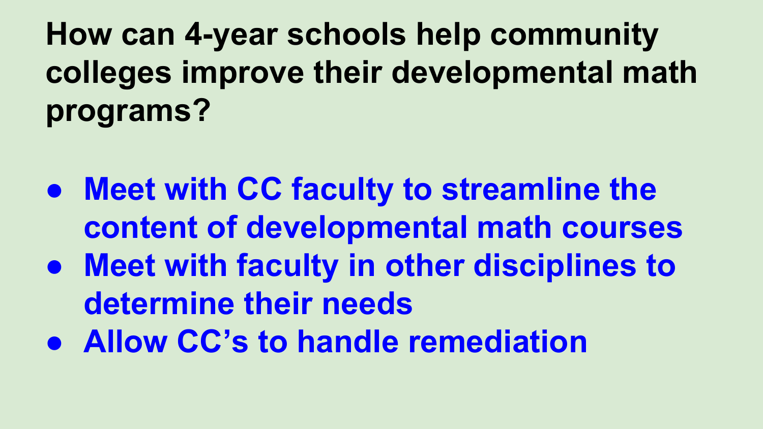## How can 4-year schools help community colleges improve their developmental math programs?

- Meet with CC faculty to streamline the content of developmental math courses
- Meet with faculty in other disciplines to determine their needs
- Allow CC's to handle remediation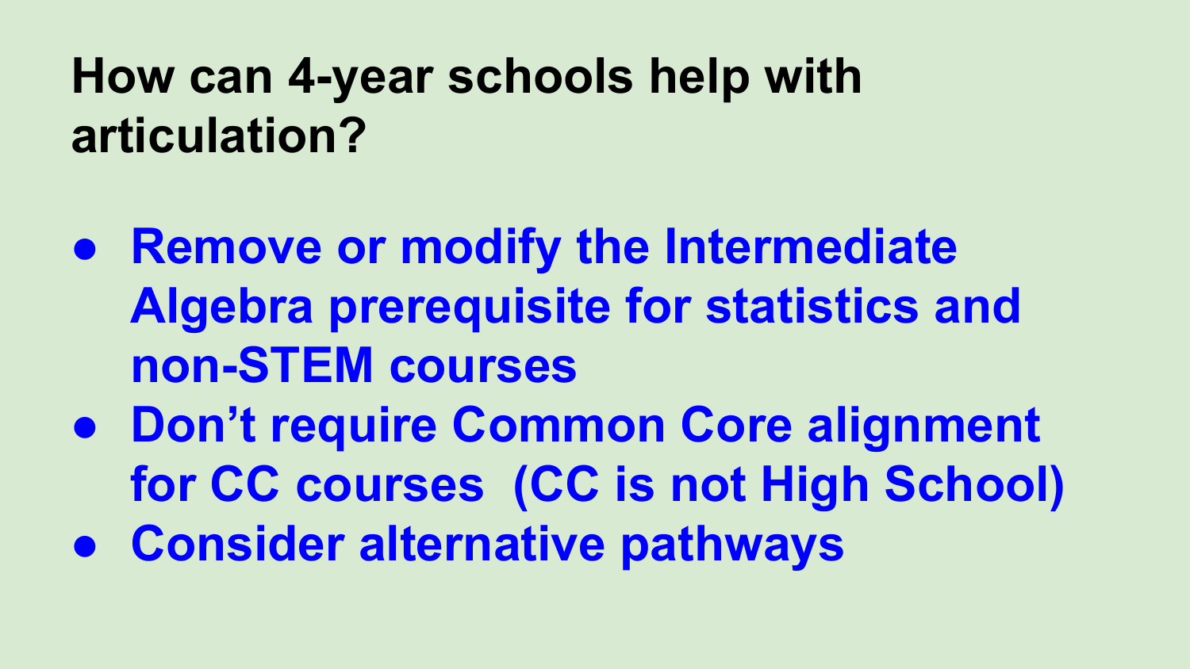# How can 4-year schools help with articulation?

- **Remove or modify the Intermediate Algebra prerequisite for statistics and non-STEM courses**
- **Don’t require Common Core alignment for CC courses (CC is not High School)**
- **Consider alternative pathways**